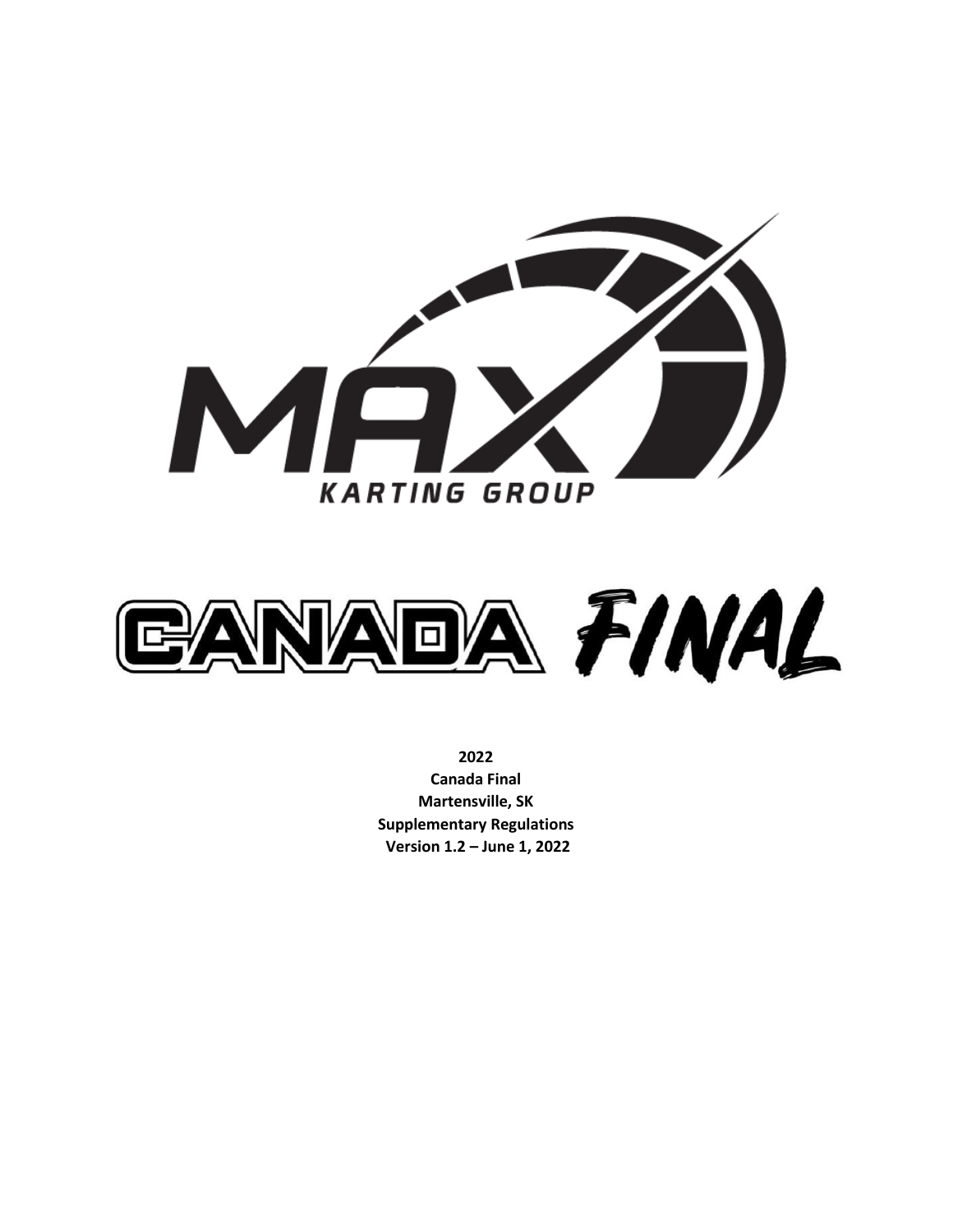MAX KARTING GROUP

CANADA FINAL

**2022**
**Canada Final**
**Martensville, SK**
**Supplementary Regulations**
**Version 1.2 – June 1, 2022**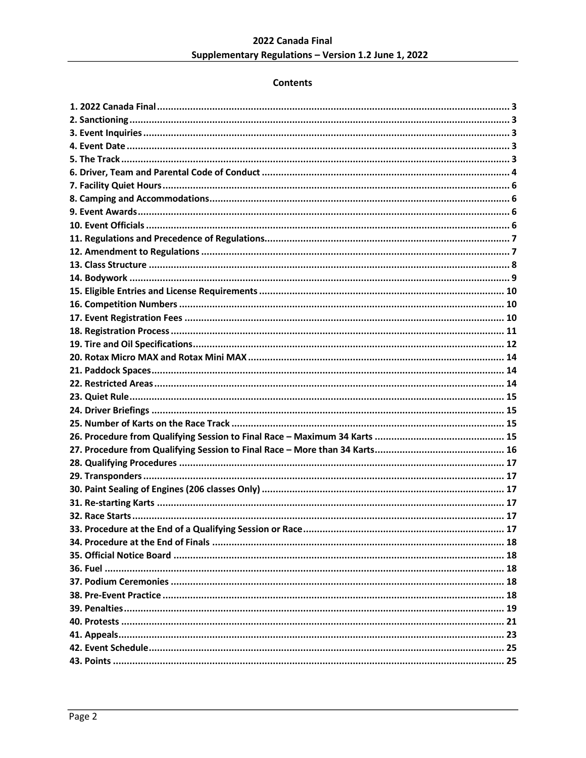## Contents

| | |
|---|---|
| **1. 2022 Canada Final** | **3** |
| **2. Sanctioning** | **3** |
| **3. Event Inquiries** | **3** |
| **4. Event Date** | **3** |
| **5. The Track** | **3** |
| **6. Driver, Team and Parental Code of Conduct** | **4** |
| **7. Facility Quiet Hours** | **6** |
| **8. Camping and Accommodations** | **6** |
| **9. Event Awards** | **6** |
| **10. Event Officials** | **6** |
| **11. Regulations and Precedence of Regulations** | **7** |
| **12. Amendment to Regulations** | **7** |
| **13. Class Structure** | **8** |
| **14. Bodywork** | **9** |
| **15. Eligible Entries and License Requirements** | **10** |
| **16. Competition Numbers** | **10** |
| **17. Event Registration Fees** | **10** |
| **18. Registration Process** | **11** |
| **19. Tire and Oil Specifications** | **12** |
| **20. Rotax Micro MAX and Rotax Mini MAX** | **14** |
| **21. Paddock Spaces** | **14** |
| **22. Restricted Areas** | **14** |
| **23. Quiet Rule** | **15** |
| **24. Driver Briefings** | **15** |
| **25. Number of Karts on the Race Track** | **15** |
| **26. Procedure from Qualifying Session to Final Race – Maximum 34 Karts** | **15** |
| **27. Procedure from Qualifying Session to Final Race – More than 34 Karts** | **16** |
| **28. Qualifying Procedures** | **17** |
| **29. Transponders** | **17** |
| **30. Paint Sealing of Engines (206 classes Only)** | **17** |
| **31. Re-starting Karts** | **17** |
| **32. Race Starts** | **17** |
| **33. Procedure at the End of a Qualifying Session or Race** | **17** |
| **34. Procedure at the End of Finals** | **18** |
| **35. Official Notice Board** | **18** |
| **36. Fuel** | **18** |
| **37. Podium Ceremonies** | **18** |
| **38. Pre-Event Practice** | **18** |
| **39. Penalties** | **19** |
| **40. Protests** | **21** |
| **41. Appeals** | **23** |
| **42. Event Schedule** | **25** |
| **43. Points** | **25** |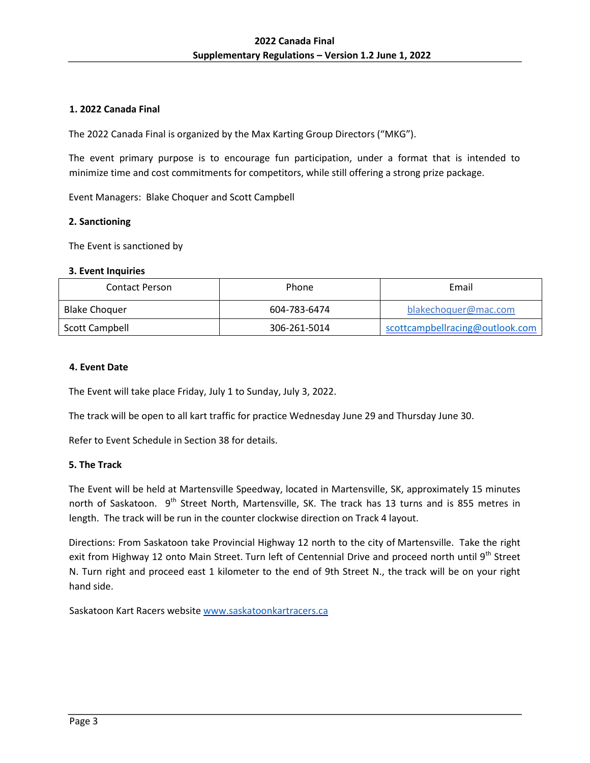## 1. 2022 Canada Final

The 2022 Canada Final is organized by the Max Karting Group Directors ("MKG").

The event primary purpose is to encourage fun participation, under a format that is intended to minimize time and cost commitments for competitors, while still offering a strong prize package.

Event Managers: Blake Choquer and Scott Campbell

## 2. Sanctioning

The Event is sanctioned by

## 3. Event Inquiries

| Contact Person | Phone | Email |
| --- | --- | --- |
| Blake Choquer | 604-783-6474 | blakechoquer@mac.com |
| Scott Campbell | 306-261-5014 | scottcampbellracing@outlook.com |

## 4. Event Date

The Event will take place Friday, July 1 to Sunday, July 3, 2022.

The track will be open to all kart traffic for practice Wednesday June 29 and Thursday June 30.

Refer to Event Schedule in Section 38 for details.

## 5. The Track

The Event will be held at Martensville Speedway, located in Martensville, SK, approximately 15 minutes north of Saskatoon. 9th Street North, Martensville, SK. The track has 13 turns and is 855 metres in length. The track will be run in the counter clockwise direction on Track 4 layout.

Directions: From Saskatoon take Provincial Highway 12 north to the city of Martensville. Take the right exit from Highway 12 onto Main Street. Turn left of Centennial Drive and proceed north until 9th Street N. Turn right and proceed east 1 kilometer to the end of 9th Street N., the track will be on your right hand side.

Saskatoon Kart Racers website www.saskatoonkartracers.ca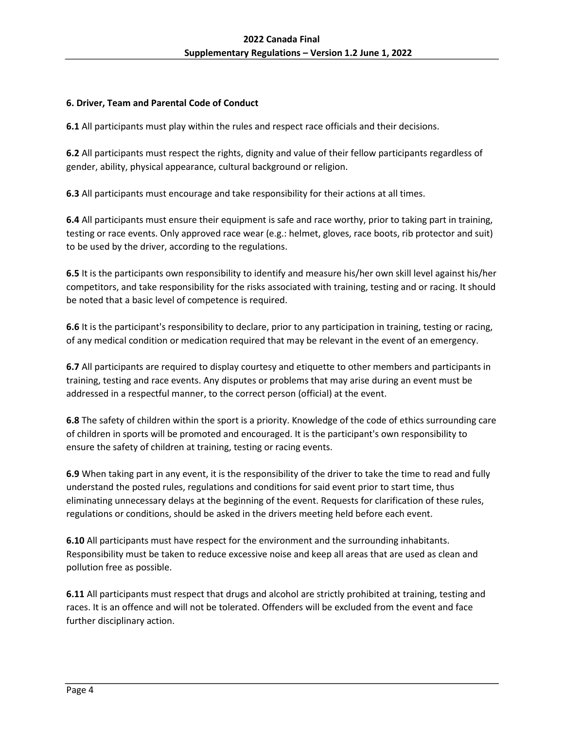## 6. Driver, Team and Parental Code of Conduct

**6.1** All participants must play within the rules and respect race officials and their decisions.

**6.2** All participants must respect the rights, dignity and value of their fellow participants regardless of gender, ability, physical appearance, cultural background or religion.

**6.3** All participants must encourage and take responsibility for their actions at all times.

**6.4** All participants must ensure their equipment is safe and race worthy, prior to taking part in training, testing or race events. Only approved race wear (e.g.: helmet, gloves, race boots, rib protector and suit) to be used by the driver, according to the regulations.

**6.5** It is the participants own responsibility to identify and measure his/her own skill level against his/her competitors, and take responsibility for the risks associated with training, testing and or racing. It should be noted that a basic level of competence is required.

**6.6** It is the participant's responsibility to declare, prior to any participation in training, testing or racing, of any medical condition or medication required that may be relevant in the event of an emergency.

**6.7** All participants are required to display courtesy and etiquette to other members and participants in training, testing and race events. Any disputes or problems that may arise during an event must be addressed in a respectful manner, to the correct person (official) at the event.

**6.8** The safety of children within the sport is a priority. Knowledge of the code of ethics surrounding care of children in sports will be promoted and encouraged. It is the participant's own responsibility to ensure the safety of children at training, testing or racing events.

**6.9** When taking part in any event, it is the responsibility of the driver to take the time to read and fully understand the posted rules, regulations and conditions for said event prior to start time, thus eliminating unnecessary delays at the beginning of the event. Requests for clarification of these rules, regulations or conditions, should be asked in the drivers meeting held before each event.

**6.10** All participants must have respect for the environment and the surrounding inhabitants. Responsibility must be taken to reduce excessive noise and keep all areas that are used as clean and pollution free as possible.

**6.11** All participants must respect that drugs and alcohol are strictly prohibited at training, testing and races. It is an offence and will not be tolerated. Offenders will be excluded from the event and face further disciplinary action.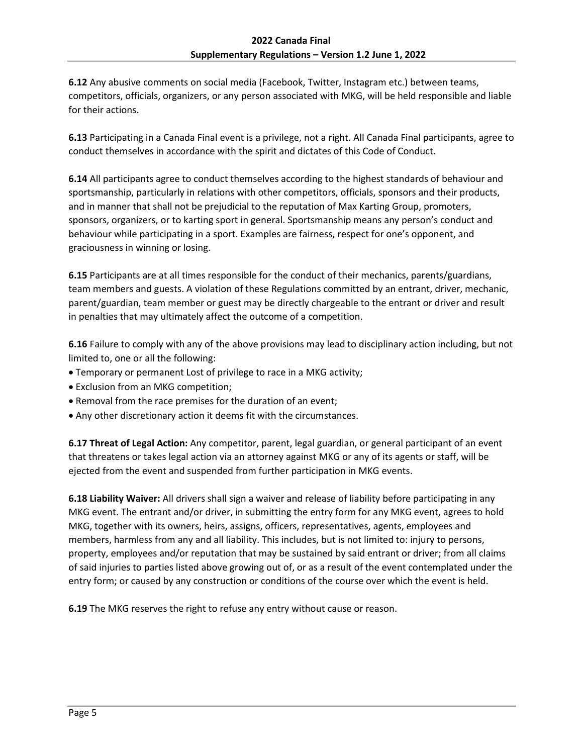**6.12** Any abusive comments on social media (Facebook, Twitter, Instagram etc.) between teams, competitors, officials, organizers, or any person associated with MKG, will be held responsible and liable for their actions.

**6.13** Participating in a Canada Final event is a privilege, not a right. All Canada Final participants, agree to conduct themselves in accordance with the spirit and dictates of this Code of Conduct.

**6.14** All participants agree to conduct themselves according to the highest standards of behaviour and sportsmanship, particularly in relations with other competitors, officials, sponsors and their products, and in manner that shall not be prejudicial to the reputation of Max Karting Group, promoters, sponsors, organizers, or to karting sport in general. Sportsmanship means any person's conduct and behaviour while participating in a sport. Examples are fairness, respect for one's opponent, and graciousness in winning or losing.

**6.15** Participants are at all times responsible for the conduct of their mechanics, parents/guardians, team members and guests. A violation of these Regulations committed by an entrant, driver, mechanic, parent/guardian, team member or guest may be directly chargeable to the entrant or driver and result in penalties that may ultimately affect the outcome of a competition.

**6.16** Failure to comply with any of the above provisions may lead to disciplinary action including, but not limited to, one or all the following:

- Temporary or permanent Lost of privilege to race in a MKG activity;
- Exclusion from an MKG competition;
- Removal from the race premises for the duration of an event;
- Any other discretionary action it deems fit with the circumstances.

**6.17 Threat of Legal Action:** Any competitor, parent, legal guardian, or general participant of an event that threatens or takes legal action via an attorney against MKG or any of its agents or staff, will be ejected from the event and suspended from further participation in MKG events.

**6.18 Liability Waiver:** All drivers shall sign a waiver and release of liability before participating in any MKG event. The entrant and/or driver, in submitting the entry form for any MKG event, agrees to hold MKG, together with its owners, heirs, assigns, officers, representatives, agents, employees and members, harmless from any and all liability. This includes, but is not limited to: injury to persons, property, employees and/or reputation that may be sustained by said entrant or driver; from all claims of said injuries to parties listed above growing out of, or as a result of the event contemplated under the entry form; or caused by any construction or conditions of the course over which the event is held.

**6.19** The MKG reserves the right to refuse any entry without cause or reason.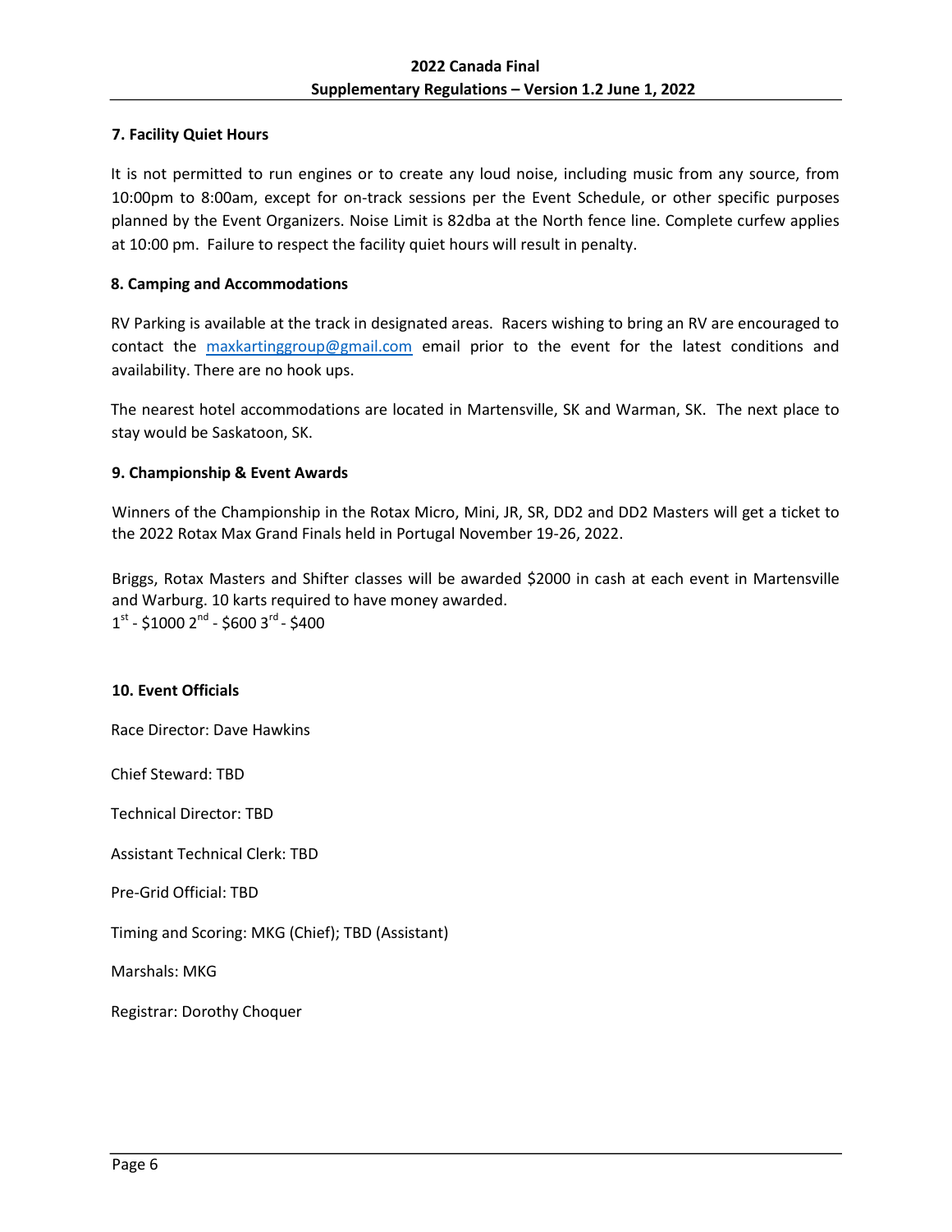### 7. Facility Quiet Hours

It is not permitted to run engines or to create any loud noise, including music from any source, from 10:00pm to 8:00am, except for on-track sessions per the Event Schedule, or other specific purposes planned by the Event Organizers. Noise Limit is 82dba at the North fence line. Complete curfew applies at 10:00 pm. Failure to respect the facility quiet hours will result in penalty.

### 8. Camping and Accommodations

RV Parking is available at the track in designated areas. Racers wishing to bring an RV are encouraged to contact the maxkartinggroup@gmail.com email prior to the event for the latest conditions and availability. There are no hook ups.

The nearest hotel accommodations are located in Martensville, SK and Warman, SK. The next place to stay would be Saskatoon, SK.

### 9. Championship & Event Awards

Winners of the Championship in the Rotax Micro, Mini, JR, SR, DD2 and DD2 Masters will get a ticket to the 2022 Rotax Max Grand Finals held in Portugal November 19-26, 2022.

Briggs, Rotax Masters and Shifter classes will be awarded $2000 in cash at each event in Martensville and Warburg. 10 karts required to have money awarded.
1st - $1000 2nd - $600 3rd - $400

### 10. Event Officials

Race Director: Dave Hawkins

Chief Steward: TBD

Technical Director: TBD

Assistant Technical Clerk: TBD

Pre-Grid Official: TBD

Timing and Scoring: MKG (Chief); TBD (Assistant)

Marshals: MKG

Registrar: Dorothy Choquer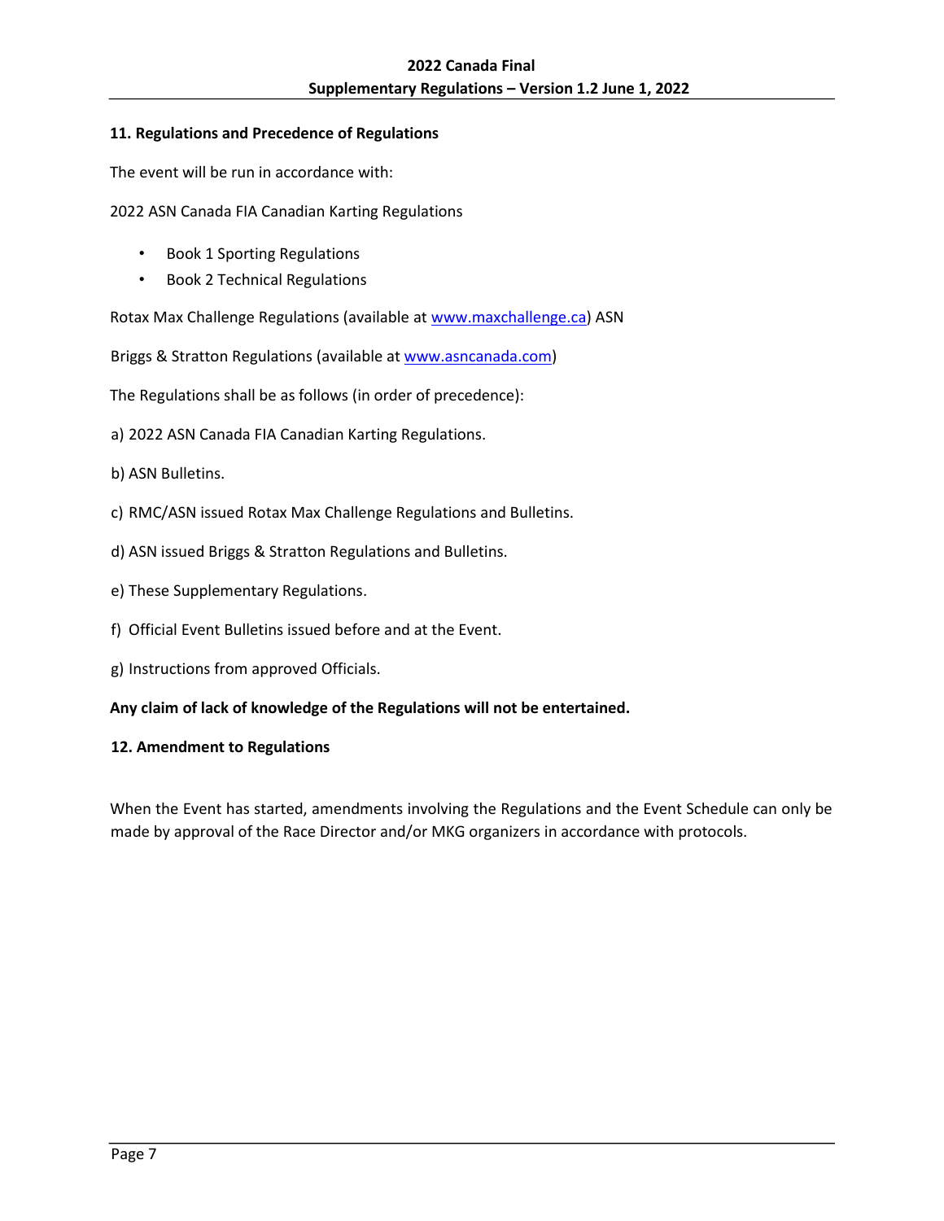## 11. Regulations and Precedence of Regulations

The event will be run in accordance with:

2022 ASN Canada FIA Canadian Karting Regulations

- Book 1 Sporting Regulations
- Book 2 Technical Regulations

Rotax Max Challenge Regulations (available at www.maxchallenge.ca) ASN

Briggs & Stratton Regulations (available at www.asncanada.com)

The Regulations shall be as follows (in order of precedence):

a) 2022 ASN Canada FIA Canadian Karting Regulations.

b) ASN Bulletins.

c) RMC/ASN issued Rotax Max Challenge Regulations and Bulletins.

d) ASN issued Briggs & Stratton Regulations and Bulletins.

e) These Supplementary Regulations.

f) Official Event Bulletins issued before and at the Event.

g) Instructions from approved Officials.

**Any claim of lack of knowledge of the Regulations will not be entertained.**

## 12. Amendment to Regulations

When the Event has started, amendments involving the Regulations and the Event Schedule can only be made by approval of the Race Director and/or MKG organizers in accordance with protocols.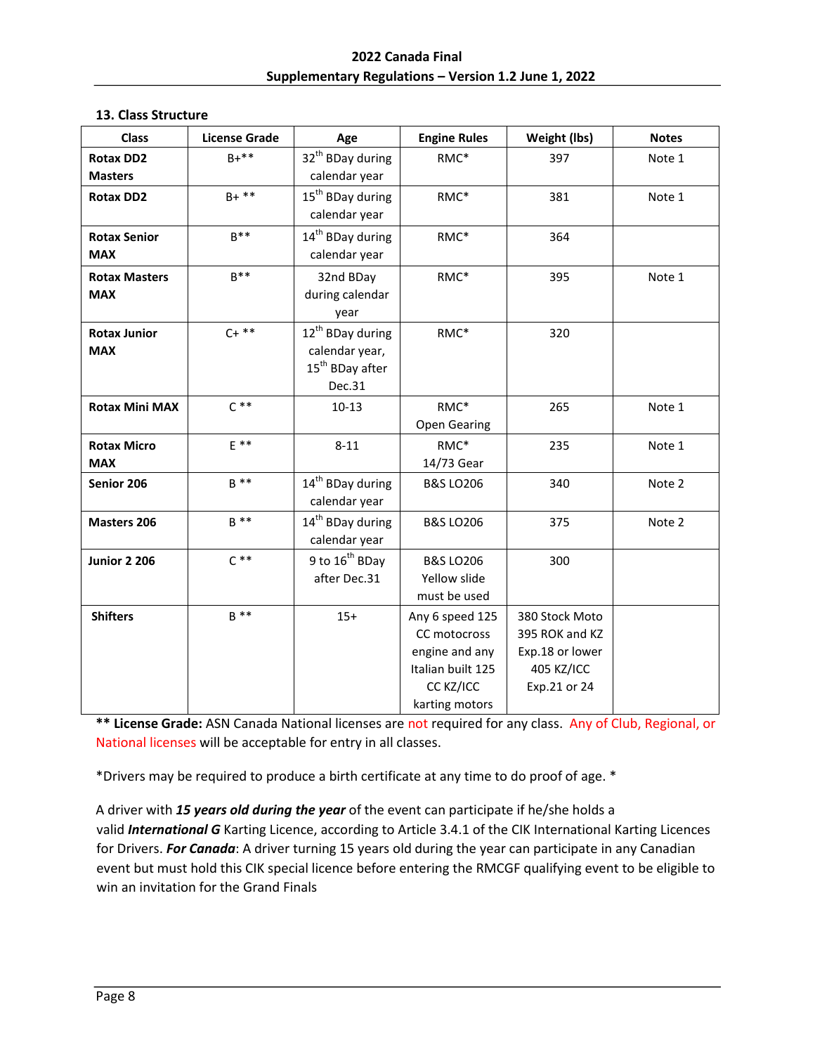## 13. Class Structure

| Class | License Grade | Age | Engine Rules | Weight (lbs) | Notes |
|---|---|---|---|---|---|
| **Rotax DD2 Masters** | B+** | 32th BDay during calendar year | RMC* | 397 | Note 1 |
| **Rotax DD2** | B+ ** | 15th BDay during calendar year | RMC* | 381 | Note 1 |
| **Rotax Senior MAX** | B** | 14th BDay during calendar year | RMC* | 364 | |
| **Rotax Masters MAX** | B** | 32nd BDay during calendar year | RMC* | 395 | Note 1 |
| **Rotax Junior MAX** | C+ ** | 12th BDay during calendar year, 15th BDay after Dec.31 | RMC* | 320 | |
| **Rotax Mini MAX** | C ** | 10-13 | RMC* Open Gearing | 265 | Note 1 |
| **Rotax Micro MAX** | E ** | 8-11 | RMC* 14/73 Gear | 235 | Note 1 |
| **Senior 206** | B ** | 14th BDay during calendar year | B&S LO206 | 340 | Note 2 |
| **Masters 206** | B ** | 14th BDay during calendar year | B&S LO206 | 375 | Note 2 |
| **Junior 2 206** | C ** | 9 to 16th BDay after Dec.31 | B&S LO206 Yellow slide must be used | 300 | |
| **Shifters** | B ** | 15+ | Any 6 speed 125 CC motocross engine and any Italian built 125 CC KZ/ICC karting motors | 380 Stock Moto 395 ROK and KZ Exp.18 or lower 405 KZ/ICC Exp.21 or 24 | |

**** License Grade:** ASN Canada National licenses are not required for any class. Any of Club, Regional, or National licenses will be acceptable for entry in all classes.

*Drivers may be required to produce a birth certificate at any time to do proof of age. *

A driver with ***15 years old during the year*** of the event can participate if he/she holds a valid ***International G*** Karting Licence, according to Article 3.4.1 of the CIK International Karting Licences for Drivers. ***For Canada***: A driver turning 15 years old during the year can participate in any Canadian event but must hold this CIK special licence before entering the RMCGF qualifying event to be eligible to win an invitation for the Grand Finals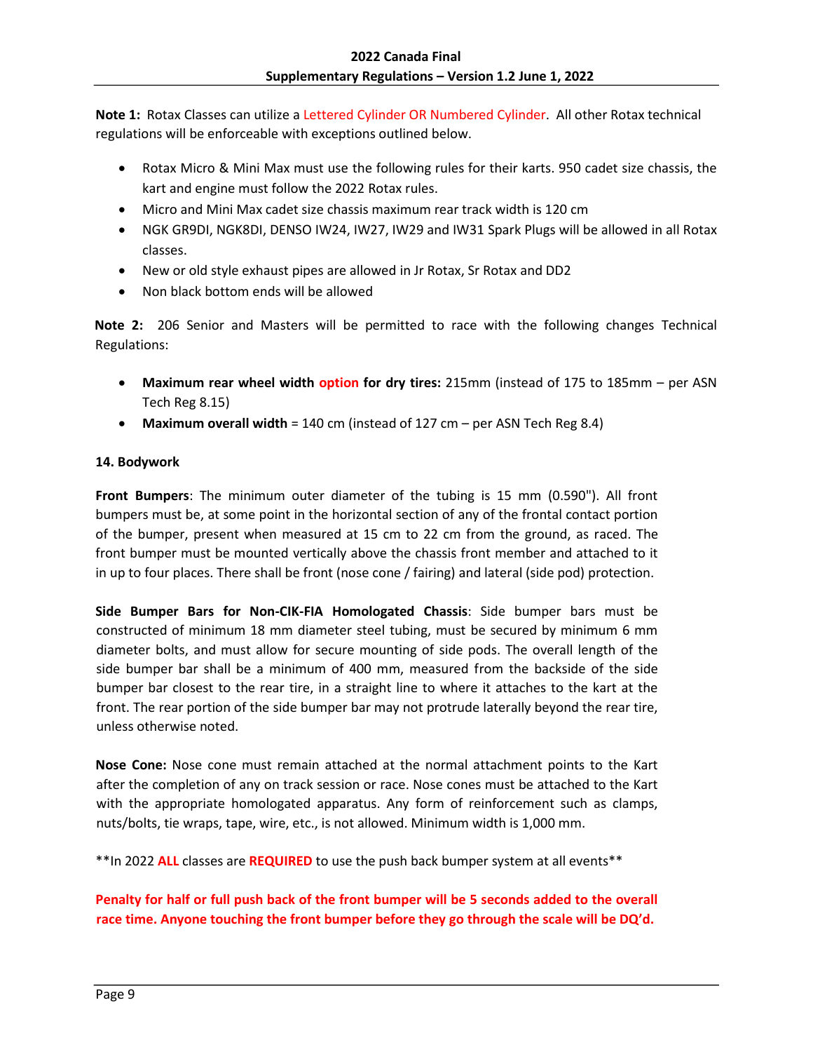**Note 1:** Rotax Classes can utilize a Lettered Cylinder OR Numbered Cylinder. All other Rotax technical regulations will be enforceable with exceptions outlined below.

- Rotax Micro & Mini Max must use the following rules for their karts. 950 cadet size chassis, the kart and engine must follow the 2022 Rotax rules.
- Micro and Mini Max cadet size chassis maximum rear track width is 120 cm
- NGK GR9DI, NGK8DI, DENSO IW24, IW27, IW29 and IW31 Spark Plugs will be allowed in all Rotax classes.
- New or old style exhaust pipes are allowed in Jr Rotax, Sr Rotax and DD2
- Non black bottom ends will be allowed

**Note 2:** 206 Senior and Masters will be permitted to race with the following changes Technical Regulations:

- **Maximum rear wheel width option for dry tires:** 215mm (instead of 175 to 185mm – per ASN Tech Reg 8.15)
- **Maximum overall width** = 140 cm (instead of 127 cm – per ASN Tech Reg 8.4)

## 14. Bodywork

**Front Bumpers**: The minimum outer diameter of the tubing is 15 mm (0.590"). All front bumpers must be, at some point in the horizontal section of any of the frontal contact portion of the bumper, present when measured at 15 cm to 22 cm from the ground, as raced. The front bumper must be mounted vertically above the chassis front member and attached to it in up to four places. There shall be front (nose cone / fairing) and lateral (side pod) protection.

**Side Bumper Bars for Non-CIK-FIA Homologated Chassis**: Side bumper bars must be constructed of minimum 18 mm diameter steel tubing, must be secured by minimum 6 mm diameter bolts, and must allow for secure mounting of side pods. The overall length of the side bumper bar shall be a minimum of 400 mm, measured from the backside of the side bumper bar closest to the rear tire, in a straight line to where it attaches to the kart at the front. The rear portion of the side bumper bar may not protrude laterally beyond the rear tire, unless otherwise noted.

**Nose Cone:** Nose cone must remain attached at the normal attachment points to the Kart after the completion of any on track session or race. Nose cones must be attached to the Kart with the appropriate homologated apparatus. Any form of reinforcement such as clamps, nuts/bolts, tie wraps, tape, wire, etc., is not allowed. Minimum width is 1,000 mm.

**In 2022 **ALL** classes are **REQUIRED** to use the push back bumper system at all events**

**Penalty for half or full push back of the front bumper will be 5 seconds added to the overall race time. Anyone touching the front bumper before they go through the scale will be DQ'd.**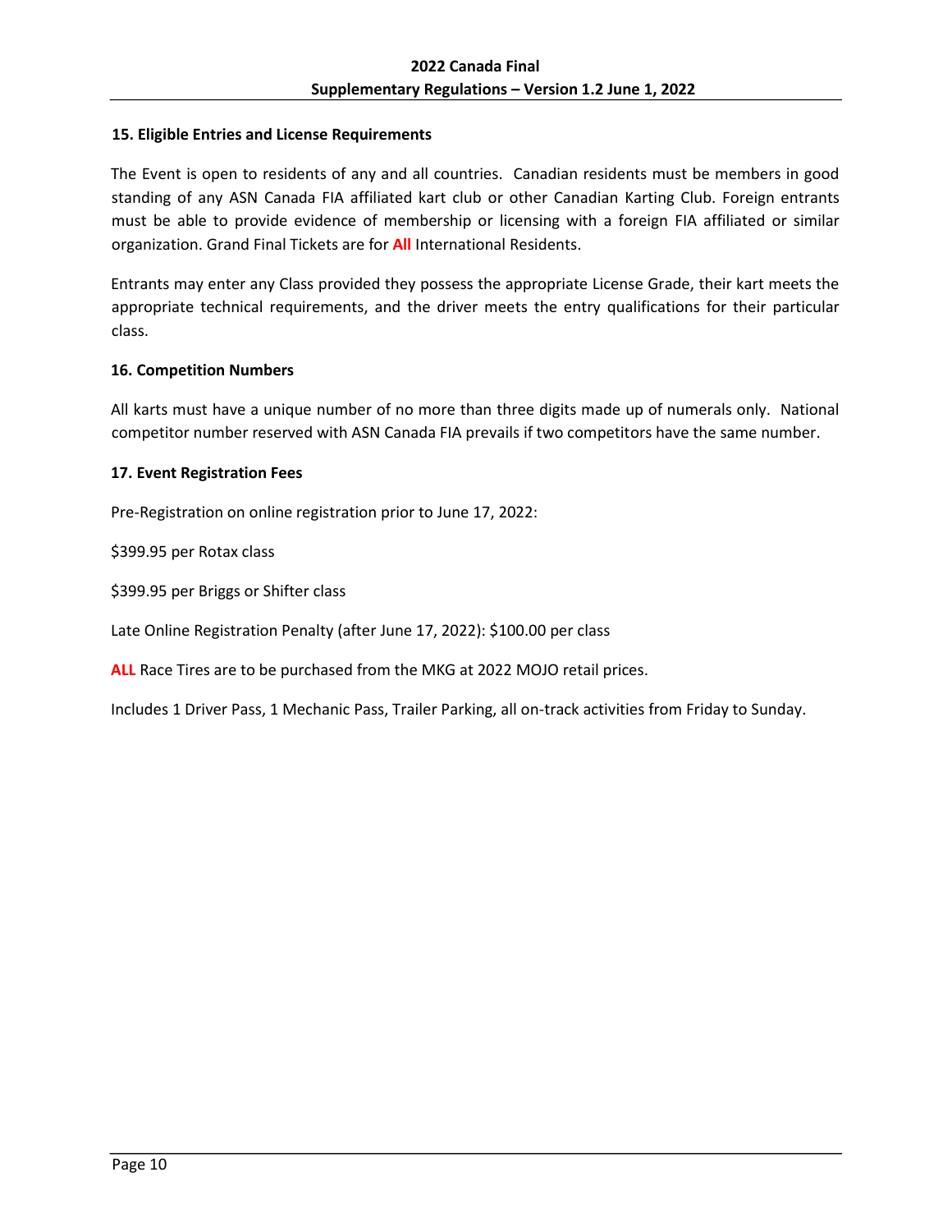### 15. Eligible Entries and License Requirements

The Event is open to residents of any and all countries. Canadian residents must be members in good standing of any ASN Canada FIA affiliated kart club or other Canadian Karting Club. Foreign entrants must be able to provide evidence of membership or licensing with a foreign FIA affiliated or similar organization. Grand Final Tickets are for **All** International Residents.

Entrants may enter any Class provided they possess the appropriate License Grade, their kart meets the appropriate technical requirements, and the driver meets the entry qualifications for their particular class.

### 16. Competition Numbers

All karts must have a unique number of no more than three digits made up of numerals only. National competitor number reserved with ASN Canada FIA prevails if two competitors have the same number.

### 17. Event Registration Fees

Pre-Registration on online registration prior to June 17, 2022:

$399.95 per Rotax class

$399.95 per Briggs or Shifter class

Late Online Registration Penalty (after June 17, 2022): $100.00 per class

**ALL** Race Tires are to be purchased from the MKG at 2022 MOJO retail prices.

Includes 1 Driver Pass, 1 Mechanic Pass, Trailer Parking, all on-track activities from Friday to Sunday.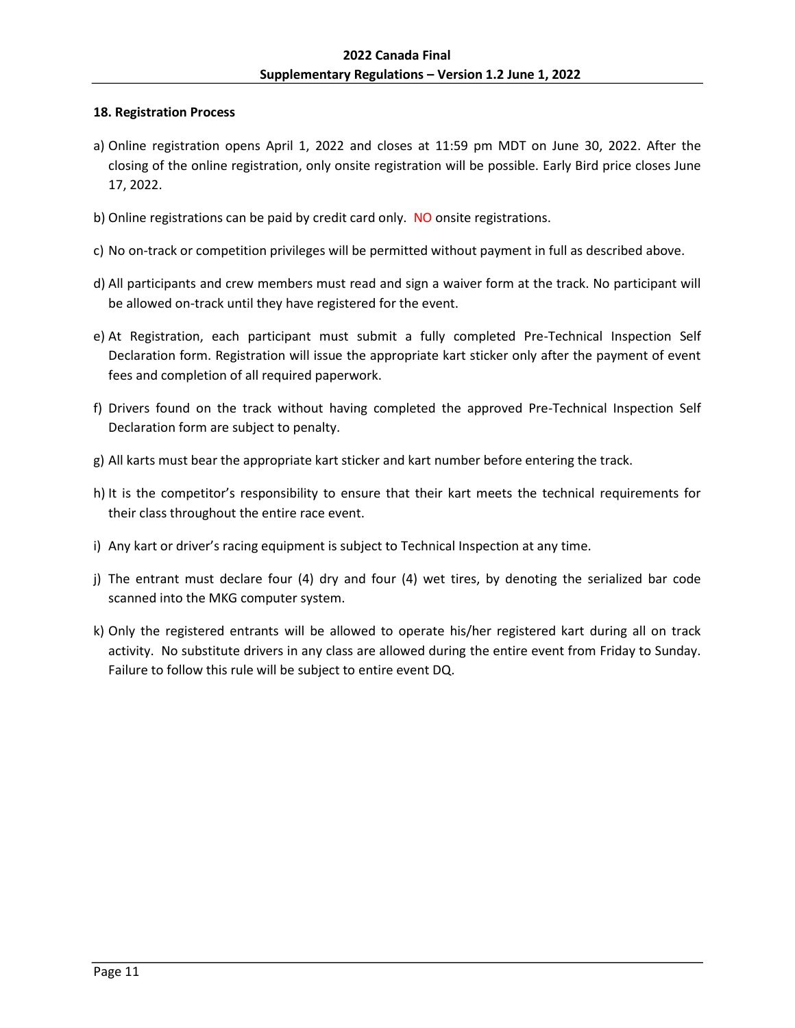## 18. Registration Process

a) Online registration opens April 1, 2022 and closes at 11:59 pm MDT on June 30, 2022. After the closing of the online registration, only onsite registration will be possible. Early Bird price closes June 17, 2022.

b) Online registrations can be paid by credit card only. NO onsite registrations.

c) No on-track or competition privileges will be permitted without payment in full as described above.

d) All participants and crew members must read and sign a waiver form at the track. No participant will be allowed on-track until they have registered for the event.

e) At Registration, each participant must submit a fully completed Pre-Technical Inspection Self Declaration form. Registration will issue the appropriate kart sticker only after the payment of event fees and completion of all required paperwork.

f) Drivers found on the track without having completed the approved Pre-Technical Inspection Self Declaration form are subject to penalty.

g) All karts must bear the appropriate kart sticker and kart number before entering the track.

h) It is the competitor's responsibility to ensure that their kart meets the technical requirements for their class throughout the entire race event.

i) Any kart or driver's racing equipment is subject to Technical Inspection at any time.

j) The entrant must declare four (4) dry and four (4) wet tires, by denoting the serialized bar code scanned into the MKG computer system.

k) Only the registered entrants will be allowed to operate his/her registered kart during all on track activity. No substitute drivers in any class are allowed during the entire event from Friday to Sunday. Failure to follow this rule will be subject to entire event DQ.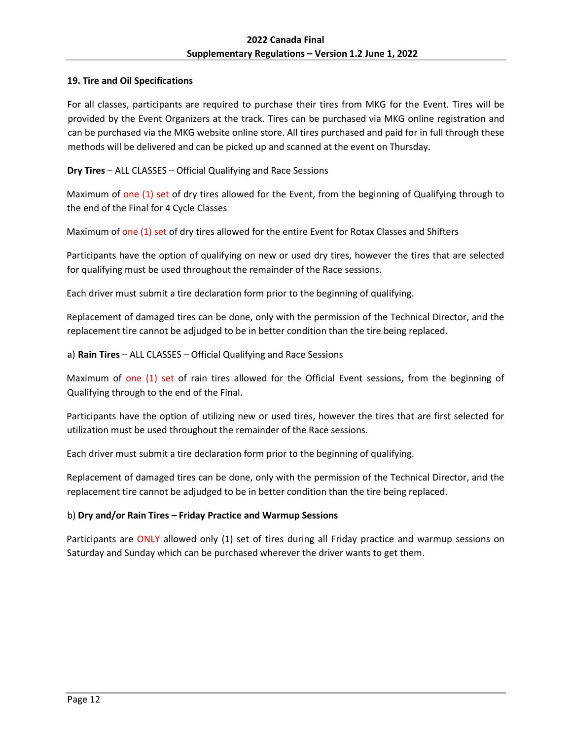### 19. Tire and Oil Specifications

For all classes, participants are required to purchase their tires from MKG for the Event. Tires will be provided by the Event Organizers at the track. Tires can be purchased via MKG online registration and can be purchased via the MKG website online store. All tires purchased and paid for in full through these methods will be delivered and can be picked up and scanned at the event on Thursday.

**Dry Tires** – ALL CLASSES – Official Qualifying and Race Sessions

Maximum of one (1) set of dry tires allowed for the Event, from the beginning of Qualifying through to the end of the Final for 4 Cycle Classes

Maximum of one (1) set of dry tires allowed for the entire Event for Rotax Classes and Shifters

Participants have the option of qualifying on new or used dry tires, however the tires that are selected for qualifying must be used throughout the remainder of the Race sessions.

Each driver must submit a tire declaration form prior to the beginning of qualifying.

Replacement of damaged tires can be done, only with the permission of the Technical Director, and the replacement tire cannot be adjudged to be in better condition than the tire being replaced.

a) **Rain Tires** – ALL CLASSES – Official Qualifying and Race Sessions

Maximum of one (1) set of rain tires allowed for the Official Event sessions, from the beginning of Qualifying through to the end of the Final.

Participants have the option of utilizing new or used tires, however the tires that are first selected for utilization must be used throughout the remainder of the Race sessions.

Each driver must submit a tire declaration form prior to the beginning of qualifying.

Replacement of damaged tires can be done, only with the permission of the Technical Director, and the replacement tire cannot be adjudged to be in better condition than the tire being replaced.

b) **Dry and/or Rain Tires – Friday Practice and Warmup Sessions**

Participants are ONLY allowed only (1) set of tires during all Friday practice and warmup sessions on Saturday and Sunday which can be purchased wherever the driver wants to get them.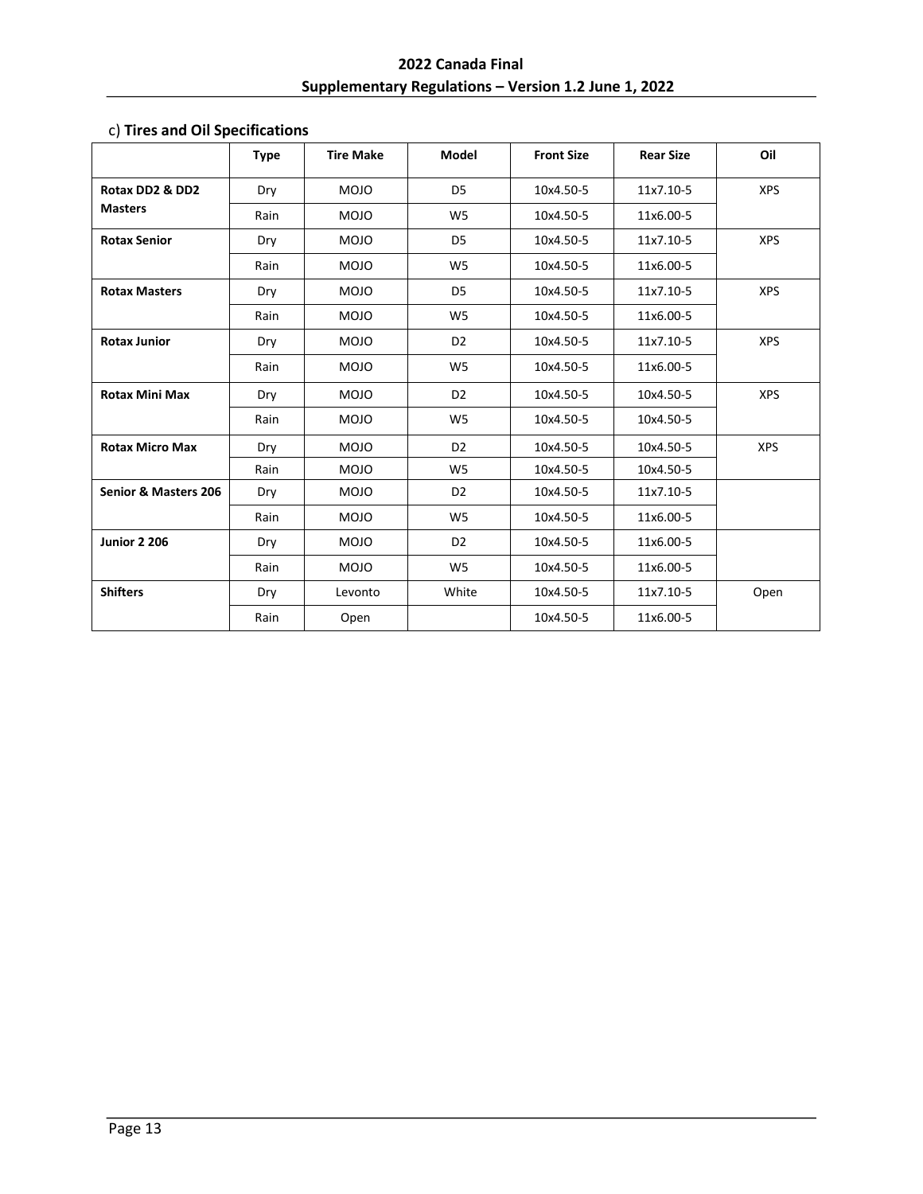c) **Tires and Oil Specifications**

| | Type | Tire Make | Model | Front Size | Rear Size | Oil |
|---|---|---|---|---|---|---|
| **Rotax DD2 & DD2 Masters** | Dry | MOJO | D5 | 10x4.50-5 | 11x7.10-5 | XPS |
| | Rain | MOJO | W5 | 10x4.50-5 | 11x6.00-5 | |
| **Rotax Senior** | Dry | MOJO | D5 | 10x4.50-5 | 11x7.10-5 | XPS |
| | Rain | MOJO | W5 | 10x4.50-5 | 11x6.00-5 | |
| **Rotax Masters** | Dry | MOJO | D5 | 10x4.50-5 | 11x7.10-5 | XPS |
| | Rain | MOJO | W5 | 10x4.50-5 | 11x6.00-5 | |
| **Rotax Junior** | Dry | MOJO | D2 | 10x4.50-5 | 11x7.10-5 | XPS |
| | Rain | MOJO | W5 | 10x4.50-5 | 11x6.00-5 | |
| **Rotax Mini Max** | Dry | MOJO | D2 | 10x4.50-5 | 10x4.50-5 | XPS |
| | Rain | MOJO | W5 | 10x4.50-5 | 10x4.50-5 | |
| **Rotax Micro Max** | Dry | MOJO | D2 | 10x4.50-5 | 10x4.50-5 | XPS |
| | Rain | MOJO | W5 | 10x4.50-5 | 10x4.50-5 | |
| **Senior & Masters 206** | Dry | MOJO | D2 | 10x4.50-5 | 11x7.10-5 | |
| | Rain | MOJO | W5 | 10x4.50-5 | 11x6.00-5 | |
| **Junior 2 206** | Dry | MOJO | D2 | 10x4.50-5 | 11x6.00-5 | |
| | Rain | MOJO | W5 | 10x4.50-5 | 11x6.00-5 | |
| **Shifters** | Dry | Levonto | White | 10x4.50-5 | 11x7.10-5 | Open |
| | Rain | Open | | 10x4.50-5 | 11x6.00-5 | |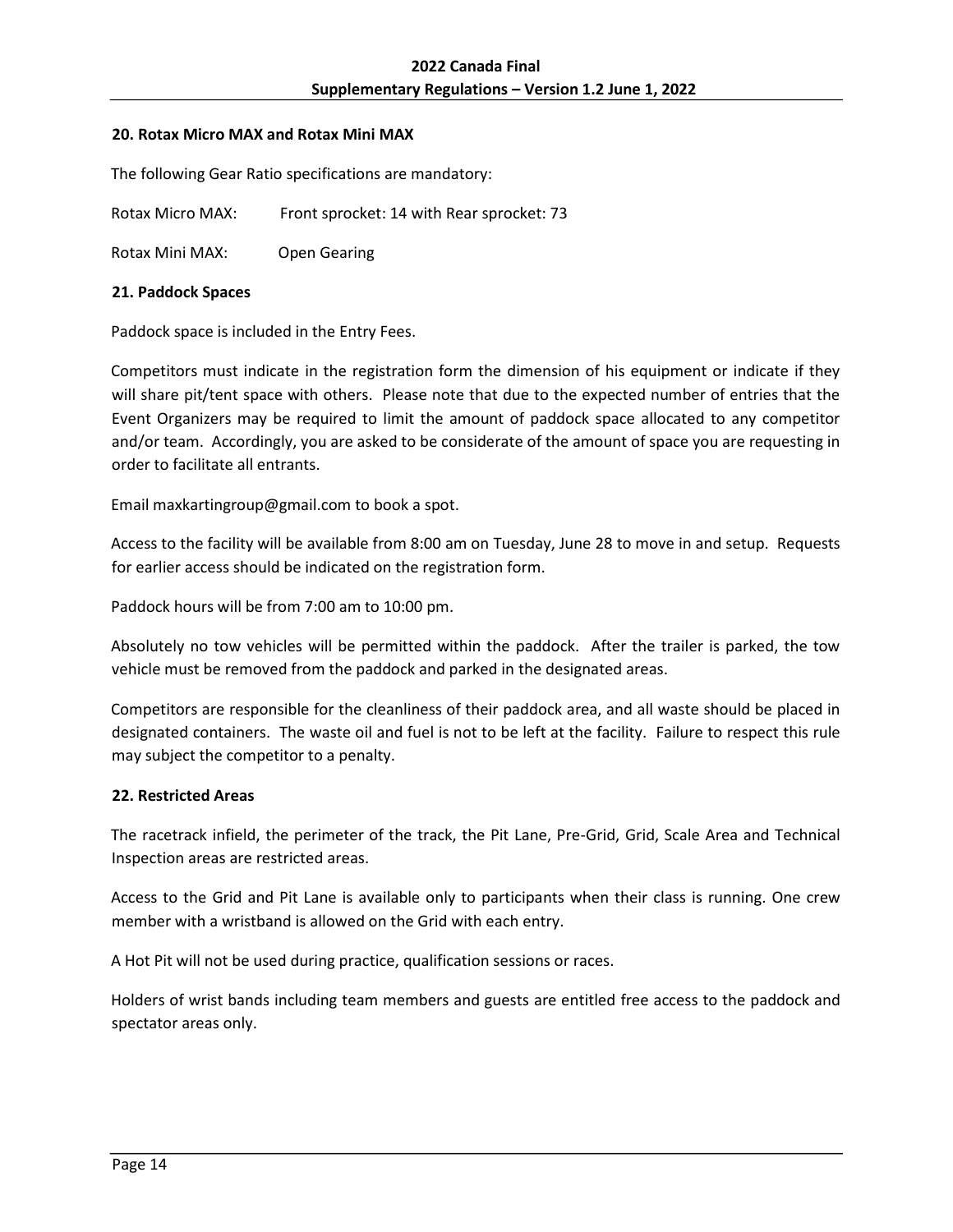### 20. Rotax Micro MAX and Rotax Mini MAX

The following Gear Ratio specifications are mandatory:

Rotax Micro MAX: Front sprocket: 14 with Rear sprocket: 73

Rotax Mini MAX: Open Gearing

### 21. Paddock Spaces

Paddock space is included in the Entry Fees.

Competitors must indicate in the registration form the dimension of his equipment or indicate if they will share pit/tent space with others. Please note that due to the expected number of entries that the Event Organizers may be required to limit the amount of paddock space allocated to any competitor and/or team. Accordingly, you are asked to be considerate of the amount of space you are requesting in order to facilitate all entrants.

Email maxkartingroup@gmail.com to book a spot.

Access to the facility will be available from 8:00 am on Tuesday, June 28 to move in and setup. Requests for earlier access should be indicated on the registration form.

Paddock hours will be from 7:00 am to 10:00 pm.

Absolutely no tow vehicles will be permitted within the paddock. After the trailer is parked, the tow vehicle must be removed from the paddock and parked in the designated areas.

Competitors are responsible for the cleanliness of their paddock area, and all waste should be placed in designated containers. The waste oil and fuel is not to be left at the facility. Failure to respect this rule may subject the competitor to a penalty.

### 22. Restricted Areas

The racetrack infield, the perimeter of the track, the Pit Lane, Pre-Grid, Grid, Scale Area and Technical Inspection areas are restricted areas.

Access to the Grid and Pit Lane is available only to participants when their class is running. One crew member with a wristband is allowed on the Grid with each entry.

A Hot Pit will not be used during practice, qualification sessions or races.

Holders of wrist bands including team members and guests are entitled free access to the paddock and spectator areas only.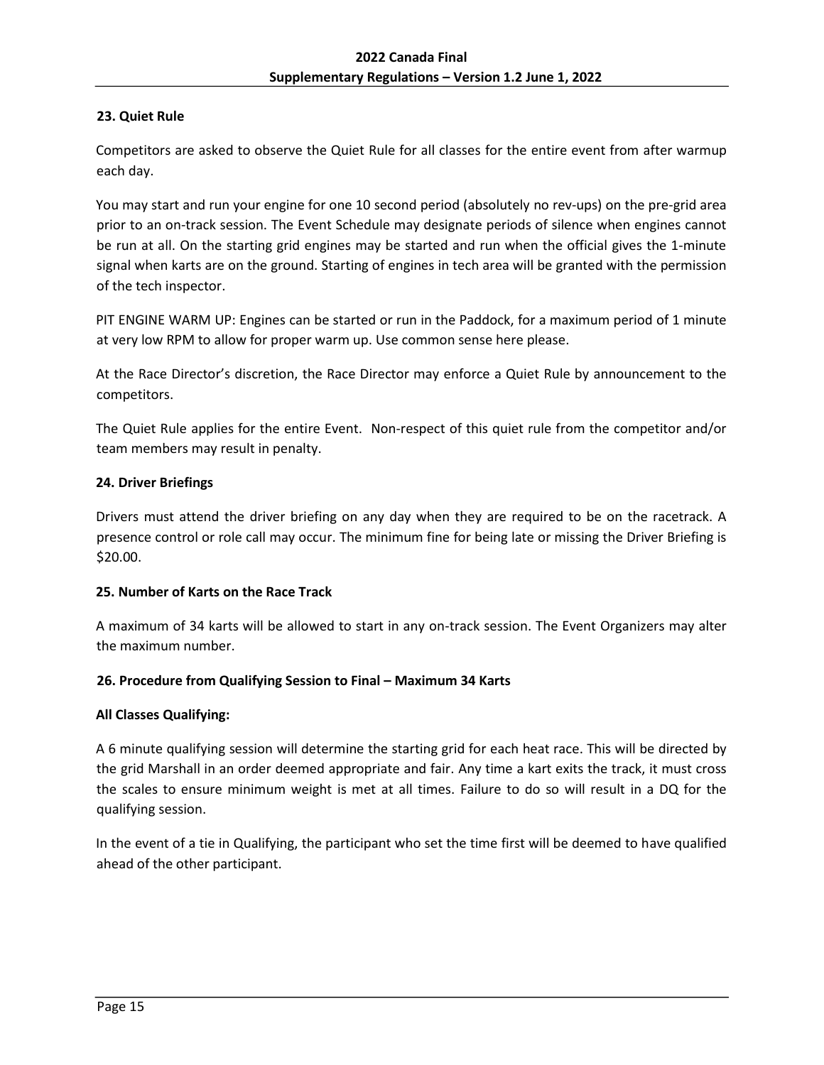### 23. Quiet Rule

Competitors are asked to observe the Quiet Rule for all classes for the entire event from after warmup each day.

You may start and run your engine for one 10 second period (absolutely no rev-ups) on the pre-grid area prior to an on-track session. The Event Schedule may designate periods of silence when engines cannot be run at all. On the starting grid engines may be started and run when the official gives the 1-minute signal when karts are on the ground. Starting of engines in tech area will be granted with the permission of the tech inspector.

PIT ENGINE WARM UP: Engines can be started or run in the Paddock, for a maximum period of 1 minute at very low RPM to allow for proper warm up. Use common sense here please.

At the Race Director's discretion, the Race Director may enforce a Quiet Rule by announcement to the competitors.

The Quiet Rule applies for the entire Event. Non-respect of this quiet rule from the competitor and/or team members may result in penalty.

### 24. Driver Briefings

Drivers must attend the driver briefing on any day when they are required to be on the racetrack. A presence control or role call may occur. The minimum fine for being late or missing the Driver Briefing is $20.00.

### 25. Number of Karts on the Race Track

A maximum of 34 karts will be allowed to start in any on-track session. The Event Organizers may alter the maximum number.

### 26. Procedure from Qualifying Session to Final – Maximum 34 Karts

**All Classes Qualifying:**

A 6 minute qualifying session will determine the starting grid for each heat race. This will be directed by the grid Marshall in an order deemed appropriate and fair. Any time a kart exits the track, it must cross the scales to ensure minimum weight is met at all times. Failure to do so will result in a DQ for the qualifying session.

In the event of a tie in Qualifying, the participant who set the time first will be deemed to have qualified ahead of the other participant.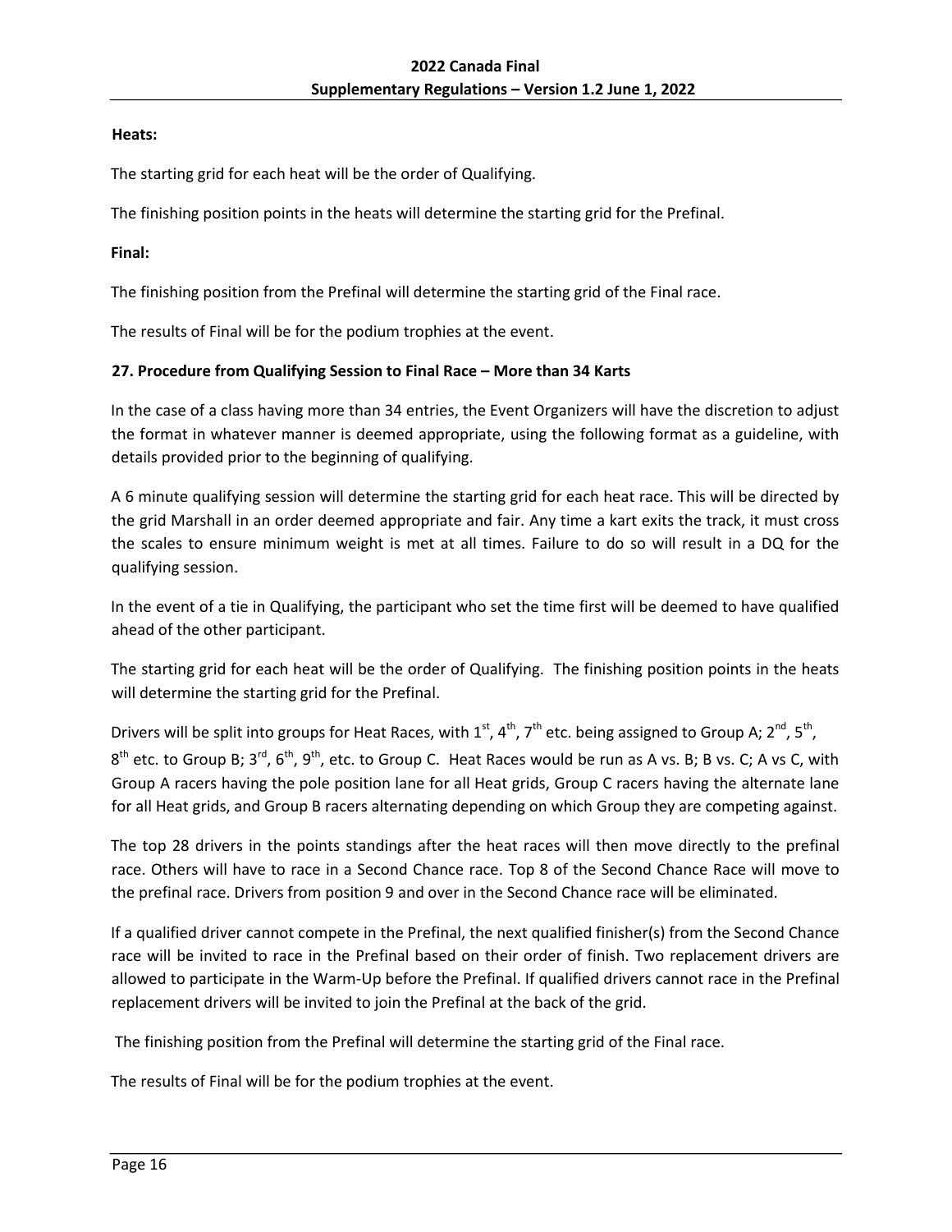**Heats:**

The starting grid for each heat will be the order of Qualifying.

The finishing position points in the heats will determine the starting grid for the Prefinal.

**Final:**

The finishing position from the Prefinal will determine the starting grid of the Final race.

The results of Final will be for the podium trophies at the event.

## 27. Procedure from Qualifying Session to Final Race – More than 34 Karts

In the case of a class having more than 34 entries, the Event Organizers will have the discretion to adjust the format in whatever manner is deemed appropriate, using the following format as a guideline, with details provided prior to the beginning of qualifying.

A 6 minute qualifying session will determine the starting grid for each heat race. This will be directed by the grid Marshall in an order deemed appropriate and fair. Any time a kart exits the track, it must cross the scales to ensure minimum weight is met at all times. Failure to do so will result in a DQ for the qualifying session.

In the event of a tie in Qualifying, the participant who set the time first will be deemed to have qualified ahead of the other participant.

The starting grid for each heat will be the order of Qualifying. The finishing position points in the heats will determine the starting grid for the Prefinal.

Drivers will be split into groups for Heat Races, with 1st, 4th, 7th etc. being assigned to Group A; 2nd, 5th, 8th etc. to Group B; 3rd, 6th, 9th, etc. to Group C. Heat Races would be run as A vs. B; B vs. C; A vs C, with Group A racers having the pole position lane for all Heat grids, Group C racers having the alternate lane for all Heat grids, and Group B racers alternating depending on which Group they are competing against.

The top 28 drivers in the points standings after the heat races will then move directly to the prefinal race. Others will have to race in a Second Chance race. Top 8 of the Second Chance Race will move to the prefinal race. Drivers from position 9 and over in the Second Chance race will be eliminated.

If a qualified driver cannot compete in the Prefinal, the next qualified finisher(s) from the Second Chance race will be invited to race in the Prefinal based on their order of finish. Two replacement drivers are allowed to participate in the Warm-Up before the Prefinal. If qualified drivers cannot race in the Prefinal replacement drivers will be invited to join the Prefinal at the back of the grid.

The finishing position from the Prefinal will determine the starting grid of the Final race.

The results of Final will be for the podium trophies at the event.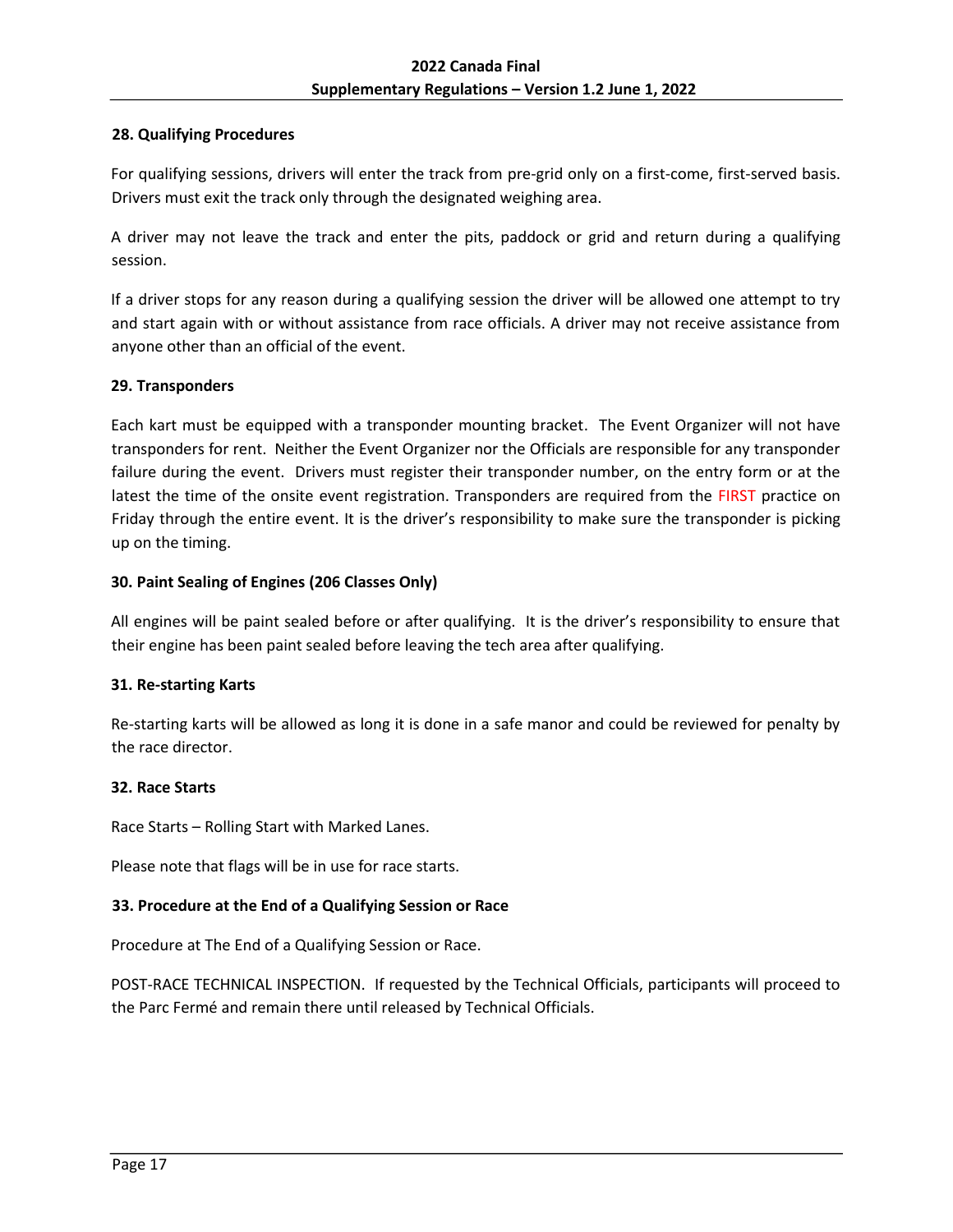## 28. Qualifying Procedures

For qualifying sessions, drivers will enter the track from pre-grid only on a first-come, first-served basis. Drivers must exit the track only through the designated weighing area.

A driver may not leave the track and enter the pits, paddock or grid and return during a qualifying session.

If a driver stops for any reason during a qualifying session the driver will be allowed one attempt to try and start again with or without assistance from race officials. A driver may not receive assistance from anyone other than an official of the event.

## 29. Transponders

Each kart must be equipped with a transponder mounting bracket. The Event Organizer will not have transponders for rent. Neither the Event Organizer nor the Officials are responsible for any transponder failure during the event. Drivers must register their transponder number, on the entry form or at the latest the time of the onsite event registration. Transponders are required from the FIRST practice on Friday through the entire event. It is the driver's responsibility to make sure the transponder is picking up on the timing.

## 30. Paint Sealing of Engines (206 Classes Only)

All engines will be paint sealed before or after qualifying. It is the driver's responsibility to ensure that their engine has been paint sealed before leaving the tech area after qualifying.

## 31. Re-starting Karts

Re-starting karts will be allowed as long it is done in a safe manor and could be reviewed for penalty by the race director.

## 32. Race Starts

Race Starts – Rolling Start with Marked Lanes.

Please note that flags will be in use for race starts.

## 33. Procedure at the End of a Qualifying Session or Race

Procedure at The End of a Qualifying Session or Race.

POST-RACE TECHNICAL INSPECTION. If requested by the Technical Officials, participants will proceed to the Parc Fermé and remain there until released by Technical Officials.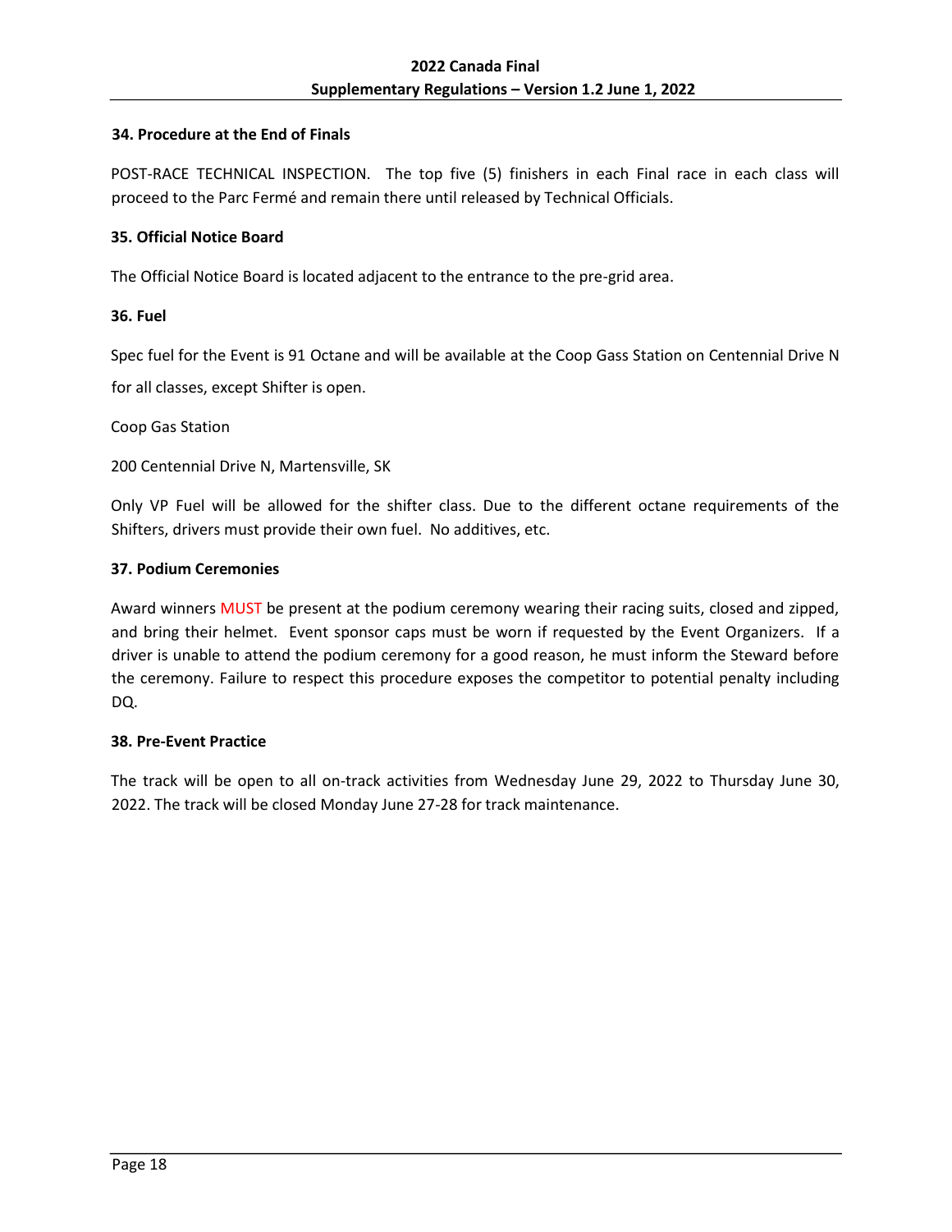### 34. Procedure at the End of Finals

POST-RACE TECHNICAL INSPECTION. The top five (5) finishers in each Final race in each class will proceed to the Parc Fermé and remain there until released by Technical Officials.

### 35. Official Notice Board

The Official Notice Board is located adjacent to the entrance to the pre-grid area.

### 36. Fuel

Spec fuel for the Event is 91 Octane and will be available at the Coop Gass Station on Centennial Drive N for all classes, except Shifter is open.

Coop Gas Station

200 Centennial Drive N, Martensville, SK

Only VP Fuel will be allowed for the shifter class. Due to the different octane requirements of the Shifters, drivers must provide their own fuel. No additives, etc.

### 37. Podium Ceremonies

Award winners MUST be present at the podium ceremony wearing their racing suits, closed and zipped, and bring their helmet. Event sponsor caps must be worn if requested by the Event Organizers. If a driver is unable to attend the podium ceremony for a good reason, he must inform the Steward before the ceremony. Failure to respect this procedure exposes the competitor to potential penalty including DQ.

### 38. Pre-Event Practice

The track will be open to all on-track activities from Wednesday June 29, 2022 to Thursday June 30, 2022. The track will be closed Monday June 27-28 for track maintenance.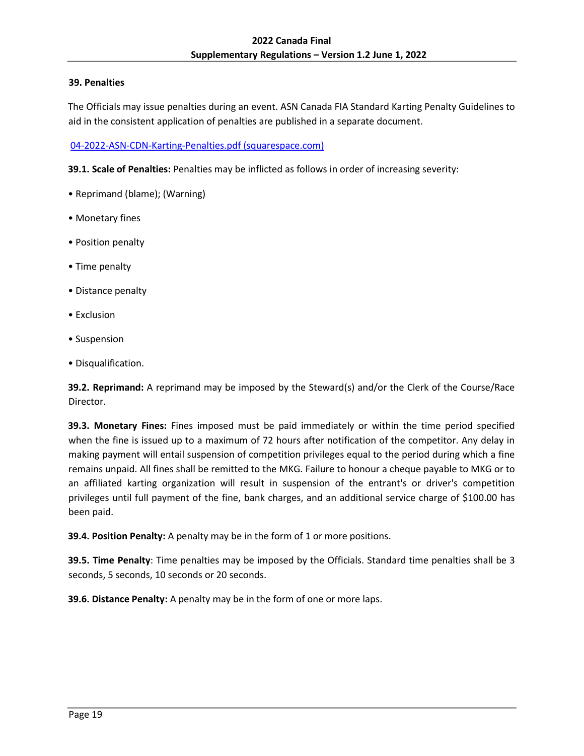## 39. Penalties

The Officials may issue penalties during an event. ASN Canada FIA Standard Karting Penalty Guidelines to aid in the consistent application of penalties are published in a separate document.

[04-2022-ASN-CDN-Karting-Penalties.pdf (squarespace.com)]

**39.1. Scale of Penalties:** Penalties may be inflicted as follows in order of increasing severity:

- Reprimand (blame); (Warning)
- Monetary fines
- Position penalty
- Time penalty
- Distance penalty
- Exclusion
- Suspension
- Disqualification.

**39.2. Reprimand:** A reprimand may be imposed by the Steward(s) and/or the Clerk of the Course/Race Director.

**39.3. Monetary Fines:** Fines imposed must be paid immediately or within the time period specified when the fine is issued up to a maximum of 72 hours after notification of the competitor. Any delay in making payment will entail suspension of competition privileges equal to the period during which a fine remains unpaid. All fines shall be remitted to the MKG. Failure to honour a cheque payable to MKG or to an affiliated karting organization will result in suspension of the entrant's or driver's competition privileges until full payment of the fine, bank charges, and an additional service charge of $100.00 has been paid.

**39.4. Position Penalty:** A penalty may be in the form of 1 or more positions.

**39.5. Time Penalty**: Time penalties may be imposed by the Officials. Standard time penalties shall be 3 seconds, 5 seconds, 10 seconds or 20 seconds.

**39.6. Distance Penalty:** A penalty may be in the form of one or more laps.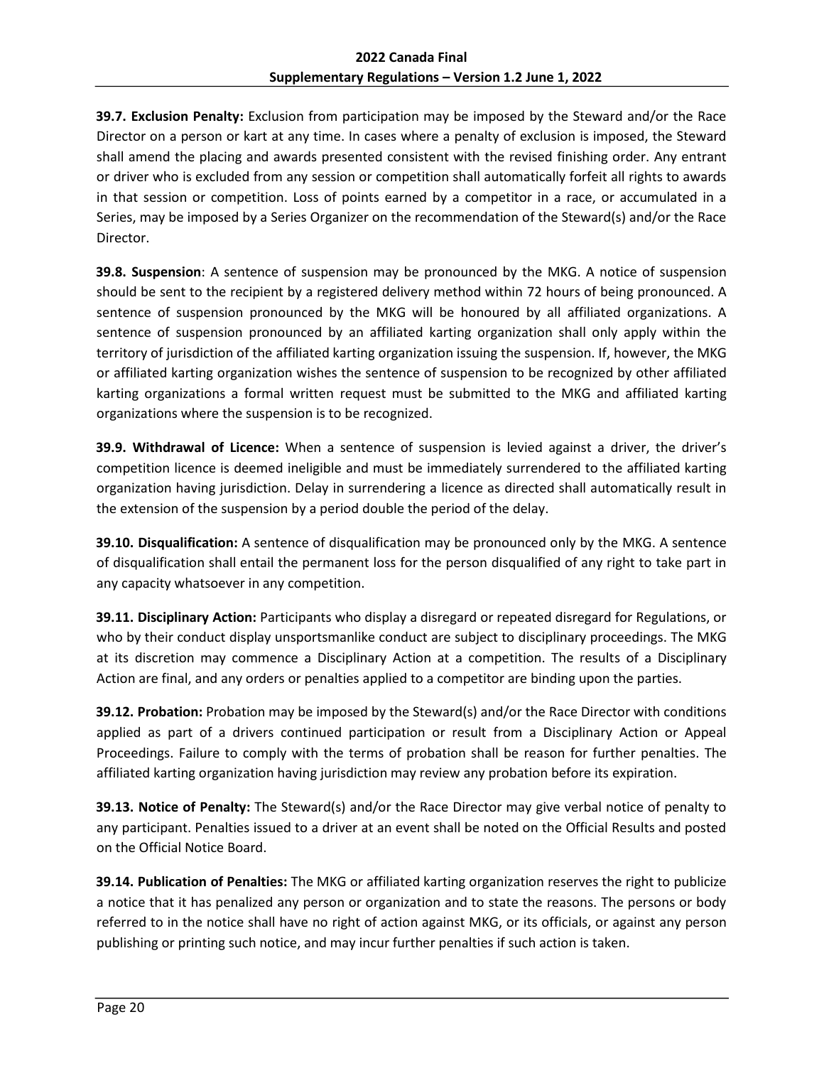**39.7. Exclusion Penalty:** Exclusion from participation may be imposed by the Steward and/or the Race Director on a person or kart at any time. In cases where a penalty of exclusion is imposed, the Steward shall amend the placing and awards presented consistent with the revised finishing order. Any entrant or driver who is excluded from any session or competition shall automatically forfeit all rights to awards in that session or competition. Loss of points earned by a competitor in a race, or accumulated in a Series, may be imposed by a Series Organizer on the recommendation of the Steward(s) and/or the Race Director.

**39.8. Suspension**: A sentence of suspension may be pronounced by the MKG. A notice of suspension should be sent to the recipient by a registered delivery method within 72 hours of being pronounced. A sentence of suspension pronounced by the MKG will be honoured by all affiliated organizations. A sentence of suspension pronounced by an affiliated karting organization shall only apply within the territory of jurisdiction of the affiliated karting organization issuing the suspension. If, however, the MKG or affiliated karting organization wishes the sentence of suspension to be recognized by other affiliated karting organizations a formal written request must be submitted to the MKG and affiliated karting organizations where the suspension is to be recognized.

**39.9. Withdrawal of Licence:** When a sentence of suspension is levied against a driver, the driver's competition licence is deemed ineligible and must be immediately surrendered to the affiliated karting organization having jurisdiction. Delay in surrendering a licence as directed shall automatically result in the extension of the suspension by a period double the period of the delay.

**39.10. Disqualification:** A sentence of disqualification may be pronounced only by the MKG. A sentence of disqualification shall entail the permanent loss for the person disqualified of any right to take part in any capacity whatsoever in any competition.

**39.11. Disciplinary Action:** Participants who display a disregard or repeated disregard for Regulations, or who by their conduct display unsportsmanlike conduct are subject to disciplinary proceedings. The MKG at its discretion may commence a Disciplinary Action at a competition. The results of a Disciplinary Action are final, and any orders or penalties applied to a competitor are binding upon the parties.

**39.12. Probation:** Probation may be imposed by the Steward(s) and/or the Race Director with conditions applied as part of a drivers continued participation or result from a Disciplinary Action or Appeal Proceedings. Failure to comply with the terms of probation shall be reason for further penalties. The affiliated karting organization having jurisdiction may review any probation before its expiration.

**39.13. Notice of Penalty:** The Steward(s) and/or the Race Director may give verbal notice of penalty to any participant. Penalties issued to a driver at an event shall be noted on the Official Results and posted on the Official Notice Board.

**39.14. Publication of Penalties:** The MKG or affiliated karting organization reserves the right to publicize a notice that it has penalized any person or organization and to state the reasons. The persons or body referred to in the notice shall have no right of action against MKG, or its officials, or against any person publishing or printing such notice, and may incur further penalties if such action is taken.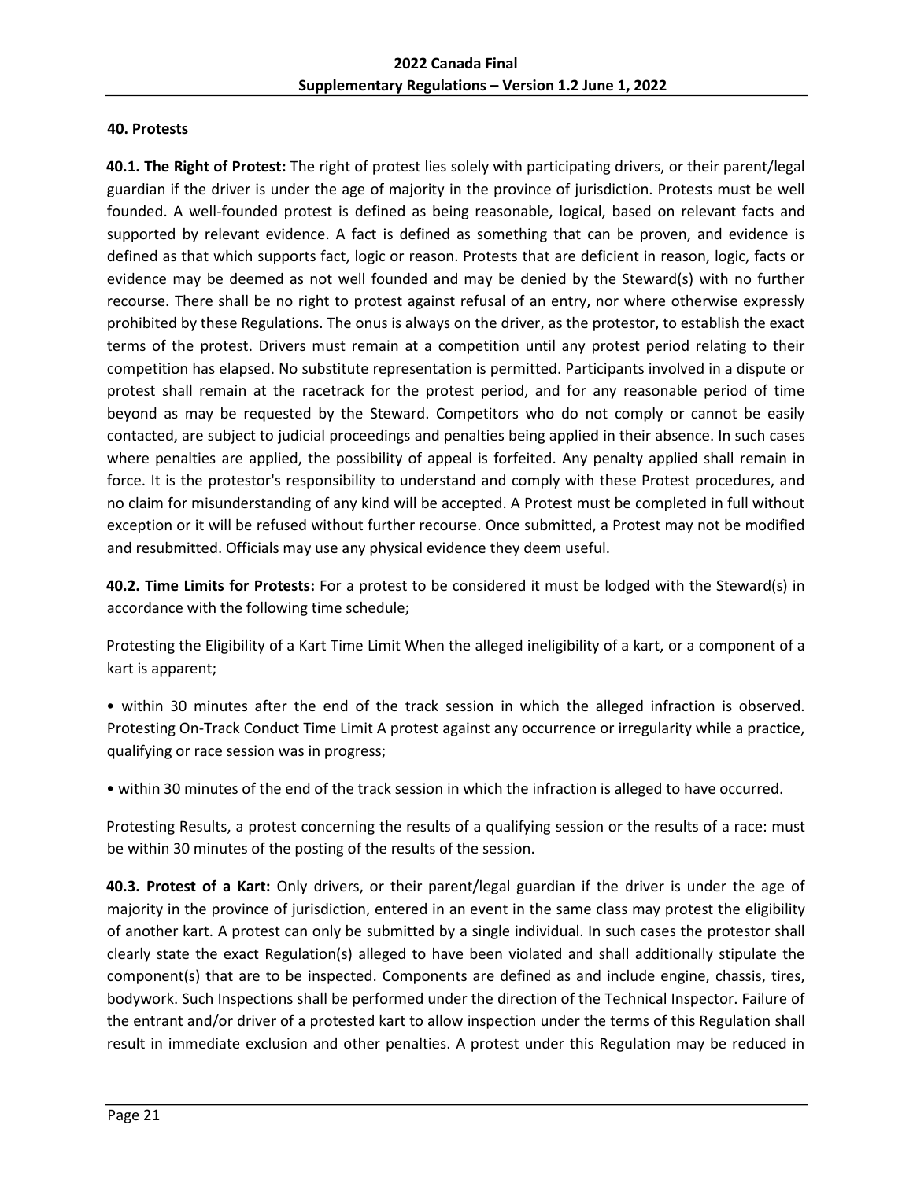## 40. Protests

**40.1. The Right of Protest:** The right of protest lies solely with participating drivers, or their parent/legal guardian if the driver is under the age of majority in the province of jurisdiction. Protests must be well founded. A well-founded protest is defined as being reasonable, logical, based on relevant facts and supported by relevant evidence. A fact is defined as something that can be proven, and evidence is defined as that which supports fact, logic or reason. Protests that are deficient in reason, logic, facts or evidence may be deemed as not well founded and may be denied by the Steward(s) with no further recourse. There shall be no right to protest against refusal of an entry, nor where otherwise expressly prohibited by these Regulations. The onus is always on the driver, as the protestor, to establish the exact terms of the protest. Drivers must remain at a competition until any protest period relating to their competition has elapsed. No substitute representation is permitted. Participants involved in a dispute or protest shall remain at the racetrack for the protest period, and for any reasonable period of time beyond as may be requested by the Steward. Competitors who do not comply or cannot be easily contacted, are subject to judicial proceedings and penalties being applied in their absence. In such cases where penalties are applied, the possibility of appeal is forfeited. Any penalty applied shall remain in force. It is the protestor's responsibility to understand and comply with these Protest procedures, and no claim for misunderstanding of any kind will be accepted. A Protest must be completed in full without exception or it will be refused without further recourse. Once submitted, a Protest may not be modified and resubmitted. Officials may use any physical evidence they deem useful.

**40.2. Time Limits for Protests:** For a protest to be considered it must be lodged with the Steward(s) in accordance with the following time schedule;

Protesting the Eligibility of a Kart Time Limit When the alleged ineligibility of a kart, or a component of a kart is apparent;

- within 30 minutes after the end of the track session in which the alleged infraction is observed. Protesting On-Track Conduct Time Limit A protest against any occurrence or irregularity while a practice, qualifying or race session was in progress;

- within 30 minutes of the end of the track session in which the infraction is alleged to have occurred.

Protesting Results, a protest concerning the results of a qualifying session or the results of a race: must be within 30 minutes of the posting of the results of the session.

**40.3. Protest of a Kart:** Only drivers, or their parent/legal guardian if the driver is under the age of majority in the province of jurisdiction, entered in an event in the same class may protest the eligibility of another kart. A protest can only be submitted by a single individual. In such cases the protestor shall clearly state the exact Regulation(s) alleged to have been violated and shall additionally stipulate the component(s) that are to be inspected. Components are defined as and include engine, chassis, tires, bodywork. Such Inspections shall be performed under the direction of the Technical Inspector. Failure of the entrant and/or driver of a protested kart to allow inspection under the terms of this Regulation shall result in immediate exclusion and other penalties. A protest under this Regulation may be reduced in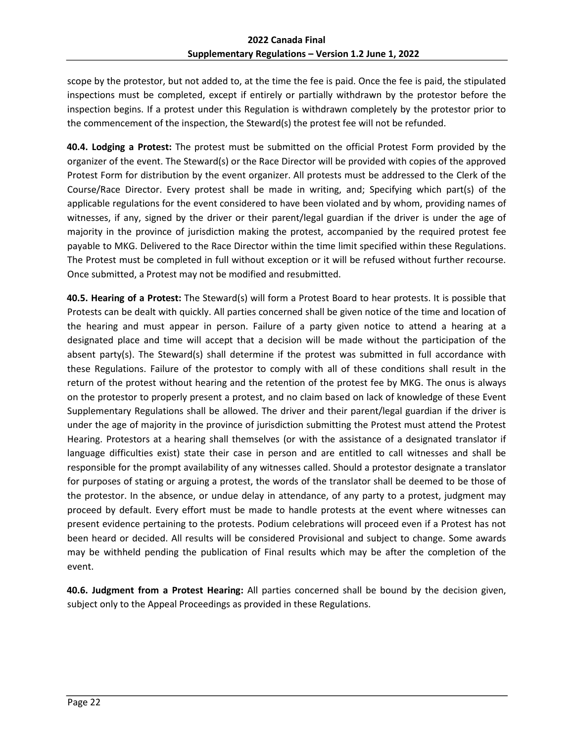scope by the protestor, but not added to, at the time the fee is paid. Once the fee is paid, the stipulated inspections must be completed, except if entirely or partially withdrawn by the protestor before the inspection begins. If a protest under this Regulation is withdrawn completely by the protestor prior to the commencement of the inspection, the Steward(s) the protest fee will not be refunded.

**40.4. Lodging a Protest:** The protest must be submitted on the official Protest Form provided by the organizer of the event. The Steward(s) or the Race Director will be provided with copies of the approved Protest Form for distribution by the event organizer. All protests must be addressed to the Clerk of the Course/Race Director. Every protest shall be made in writing, and; Specifying which part(s) of the applicable regulations for the event considered to have been violated and by whom, providing names of witnesses, if any, signed by the driver or their parent/legal guardian if the driver is under the age of majority in the province of jurisdiction making the protest, accompanied by the required protest fee payable to MKG. Delivered to the Race Director within the time limit specified within these Regulations. The Protest must be completed in full without exception or it will be refused without further recourse. Once submitted, a Protest may not be modified and resubmitted.

**40.5. Hearing of a Protest:** The Steward(s) will form a Protest Board to hear protests. It is possible that Protests can be dealt with quickly. All parties concerned shall be given notice of the time and location of the hearing and must appear in person. Failure of a party given notice to attend a hearing at a designated place and time will accept that a decision will be made without the participation of the absent party(s). The Steward(s) shall determine if the protest was submitted in full accordance with these Regulations. Failure of the protestor to comply with all of these conditions shall result in the return of the protest without hearing and the retention of the protest fee by MKG. The onus is always on the protestor to properly present a protest, and no claim based on lack of knowledge of these Event Supplementary Regulations shall be allowed. The driver and their parent/legal guardian if the driver is under the age of majority in the province of jurisdiction submitting the Protest must attend the Protest Hearing. Protestors at a hearing shall themselves (or with the assistance of a designated translator if language difficulties exist) state their case in person and are entitled to call witnesses and shall be responsible for the prompt availability of any witnesses called. Should a protestor designate a translator for purposes of stating or arguing a protest, the words of the translator shall be deemed to be those of the protestor. In the absence, or undue delay in attendance, of any party to a protest, judgment may proceed by default. Every effort must be made to handle protests at the event where witnesses can present evidence pertaining to the protests. Podium celebrations will proceed even if a Protest has not been heard or decided. All results will be considered Provisional and subject to change. Some awards may be withheld pending the publication of Final results which may be after the completion of the event.

**40.6. Judgment from a Protest Hearing:** All parties concerned shall be bound by the decision given, subject only to the Appeal Proceedings as provided in these Regulations.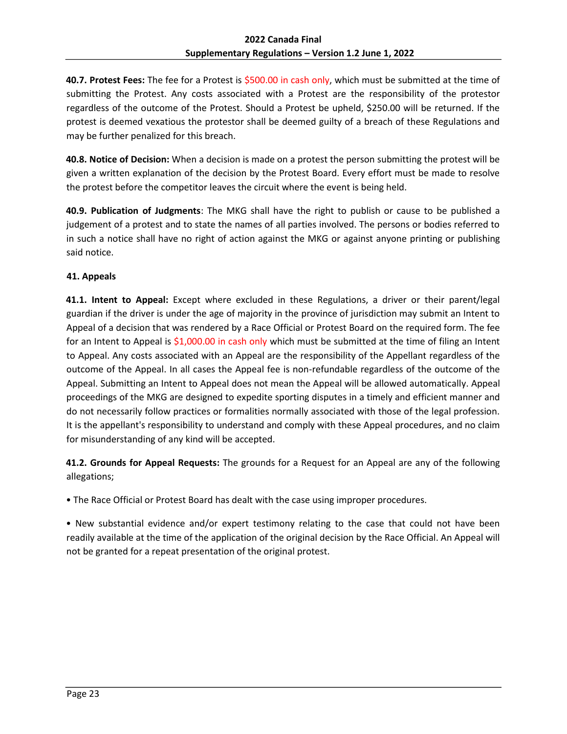**40.7. Protest Fees:** The fee for a Protest is $500.00 in cash only, which must be submitted at the time of submitting the Protest. Any costs associated with a Protest are the responsibility of the protestor regardless of the outcome of the Protest. Should a Protest be upheld, $250.00 will be returned. If the protest is deemed vexatious the protestor shall be deemed guilty of a breach of these Regulations and may be further penalized for this breach.

**40.8. Notice of Decision:** When a decision is made on a protest the person submitting the protest will be given a written explanation of the decision by the Protest Board. Every effort must be made to resolve the protest before the competitor leaves the circuit where the event is being held.

**40.9. Publication of Judgments**: The MKG shall have the right to publish or cause to be published a judgement of a protest and to state the names of all parties involved. The persons or bodies referred to in such a notice shall have no right of action against the MKG or against anyone printing or publishing said notice.

### 41. Appeals

**41.1. Intent to Appeal:** Except where excluded in these Regulations, a driver or their parent/legal guardian if the driver is under the age of majority in the province of jurisdiction may submit an Intent to Appeal of a decision that was rendered by a Race Official or Protest Board on the required form. The fee for an Intent to Appeal is $1,000.00 in cash only which must be submitted at the time of filing an Intent to Appeal. Any costs associated with an Appeal are the responsibility of the Appellant regardless of the outcome of the Appeal. In all cases the Appeal fee is non-refundable regardless of the outcome of the Appeal. Submitting an Intent to Appeal does not mean the Appeal will be allowed automatically. Appeal proceedings of the MKG are designed to expedite sporting disputes in a timely and efficient manner and do not necessarily follow practices or formalities normally associated with those of the legal profession. It is the appellant's responsibility to understand and comply with these Appeal procedures, and no claim for misunderstanding of any kind will be accepted.

**41.2. Grounds for Appeal Requests:** The grounds for a Request for an Appeal are any of the following allegations;

- The Race Official or Protest Board has dealt with the case using improper procedures.
- New substantial evidence and/or expert testimony relating to the case that could not have been readily available at the time of the application of the original decision by the Race Official. An Appeal will not be granted for a repeat presentation of the original protest.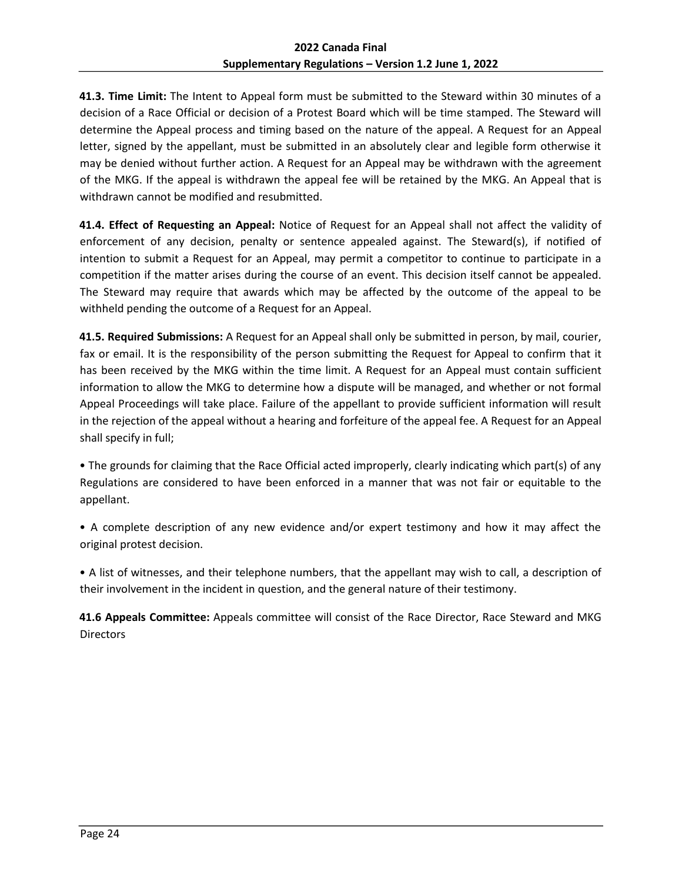**41.3. Time Limit:** The Intent to Appeal form must be submitted to the Steward within 30 minutes of a decision of a Race Official or decision of a Protest Board which will be time stamped. The Steward will determine the Appeal process and timing based on the nature of the appeal. A Request for an Appeal letter, signed by the appellant, must be submitted in an absolutely clear and legible form otherwise it may be denied without further action. A Request for an Appeal may be withdrawn with the agreement of the MKG. If the appeal is withdrawn the appeal fee will be retained by the MKG. An Appeal that is withdrawn cannot be modified and resubmitted.

**41.4. Effect of Requesting an Appeal:** Notice of Request for an Appeal shall not affect the validity of enforcement of any decision, penalty or sentence appealed against. The Steward(s), if notified of intention to submit a Request for an Appeal, may permit a competitor to continue to participate in a competition if the matter arises during the course of an event. This decision itself cannot be appealed. The Steward may require that awards which may be affected by the outcome of the appeal to be withheld pending the outcome of a Request for an Appeal.

**41.5. Required Submissions:** A Request for an Appeal shall only be submitted in person, by mail, courier, fax or email. It is the responsibility of the person submitting the Request for Appeal to confirm that it has been received by the MKG within the time limit. A Request for an Appeal must contain sufficient information to allow the MKG to determine how a dispute will be managed, and whether or not formal Appeal Proceedings will take place. Failure of the appellant to provide sufficient information will result in the rejection of the appeal without a hearing and forfeiture of the appeal fee. A Request for an Appeal shall specify in full;

- The grounds for claiming that the Race Official acted improperly, clearly indicating which part(s) of any Regulations are considered to have been enforced in a manner that was not fair or equitable to the appellant.
- A complete description of any new evidence and/or expert testimony and how it may affect the original protest decision.
- A list of witnesses, and their telephone numbers, that the appellant may wish to call, a description of their involvement in the incident in question, and the general nature of their testimony.

**41.6 Appeals Committee:** Appeals committee will consist of the Race Director, Race Steward and MKG Directors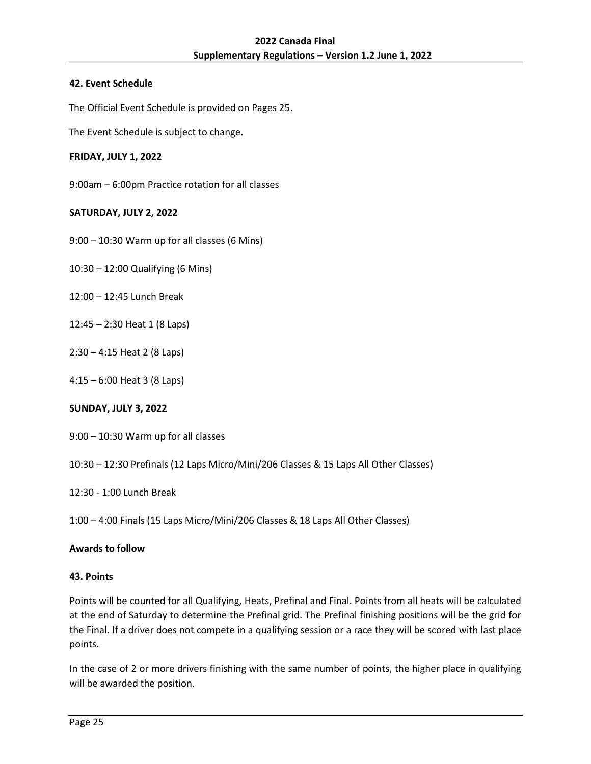## 42. Event Schedule

The Official Event Schedule is provided on Pages 25.

The Event Schedule is subject to change.

**FRIDAY, JULY 1, 2022**

9:00am – 6:00pm Practice rotation for all classes

**SATURDAY, JULY 2, 2022**

9:00 – 10:30 Warm up for all classes (6 Mins)

10:30 – 12:00 Qualifying (6 Mins)

12:00 – 12:45 Lunch Break

12:45 – 2:30 Heat 1 (8 Laps)

2:30 – 4:15 Heat 2 (8 Laps)

4:15 – 6:00 Heat 3 (8 Laps)

**SUNDAY, JULY 3, 2022**

9:00 – 10:30 Warm up for all classes

10:30 – 12:30 Prefinals (12 Laps Micro/Mini/206 Classes & 15 Laps All Other Classes)

12:30 - 1:00 Lunch Break

1:00 – 4:00 Finals (15 Laps Micro/Mini/206 Classes & 18 Laps All Other Classes)

**Awards to follow**

## 43. Points

Points will be counted for all Qualifying, Heats, Prefinal and Final. Points from all heats will be calculated at the end of Saturday to determine the Prefinal grid. The Prefinal finishing positions will be the grid for the Final. If a driver does not compete in a qualifying session or a race they will be scored with last place points.

In the case of 2 or more drivers finishing with the same number of points, the higher place in qualifying will be awarded the position.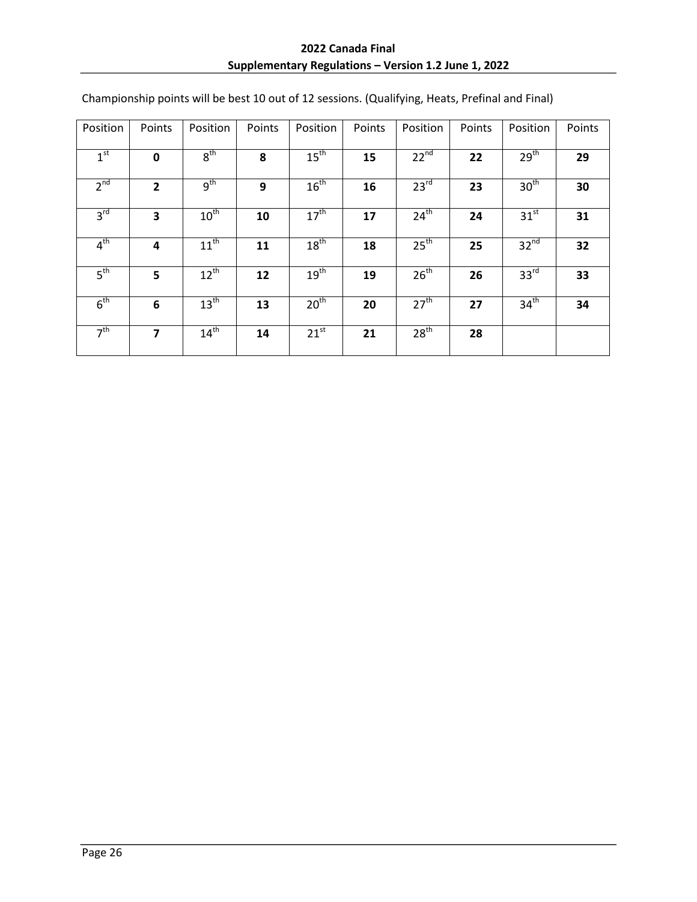Championship points will be best 10 out of 12 sessions. (Qualifying, Heats, Prefinal and Final)

| Position | Points | Position | Points | Position | Points | Position | Points | Position | Points |
|---|---|---|---|---|---|---|---|---|---|
| 1st | **0** | 8th | **8** | 15th | **15** | 22nd | **22** | 29th | **29** |
| 2nd | **2** | 9th | **9** | 16th | **16** | 23rd | **23** | 30th | **30** |
| 3rd | **3** | 10th | **10** | 17th | **17** | 24th | **24** | 31st | **31** |
| 4th | **4** | 11th | **11** | 18th | **18** | 25th | **25** | 32nd | **32** |
| 5th | **5** | 12th | **12** | 19th | **19** | 26th | **26** | 33rd | **33** |
| 6th | **6** | 13th | **13** | 20th | **20** | 27th | **27** | 34th | **34** |
| 7th | **7** | 14th | **14** | 21st | **21** | 28th | **28** | | |